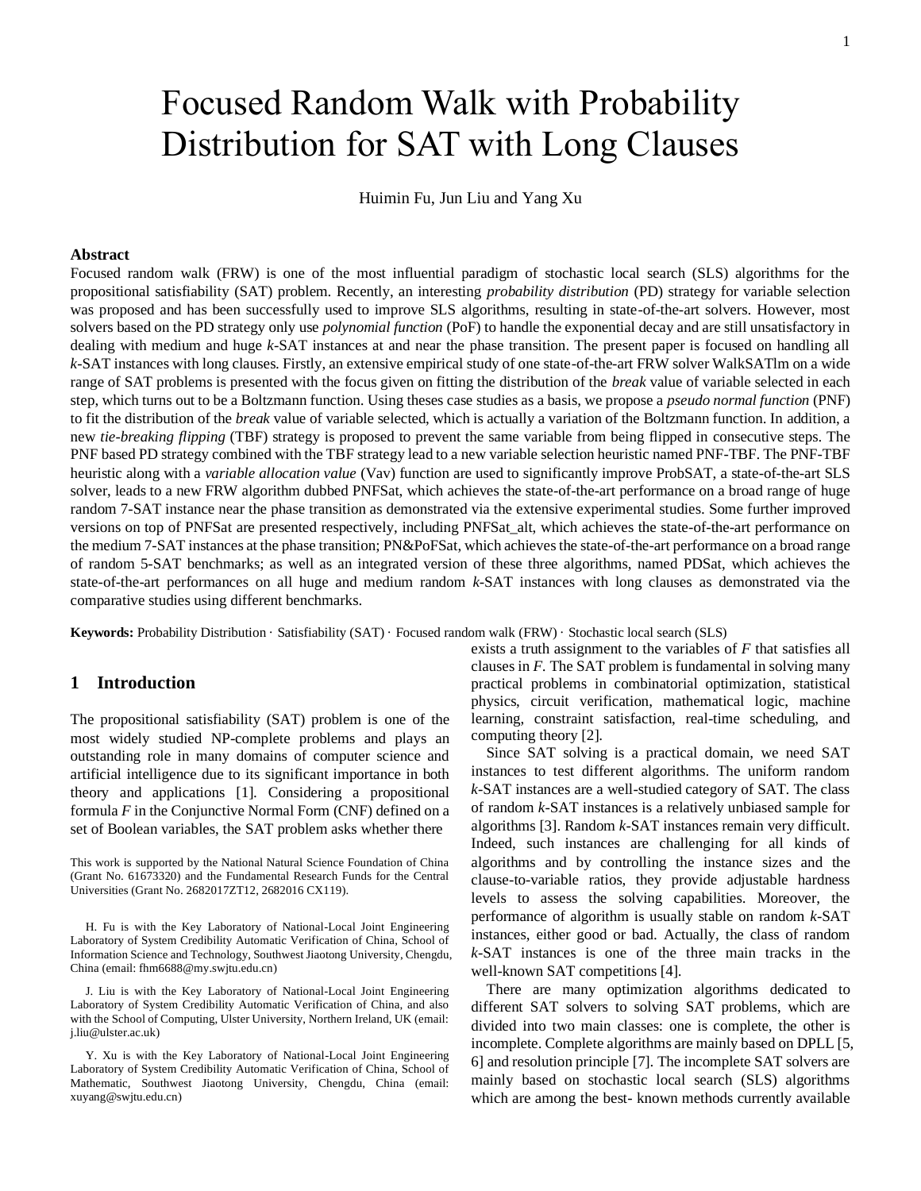# Focused Random Walk with Probability Distribution for SAT with Long Clauses

Huimin Fu, Jun Liu and Yang Xu

### Abstract

Focused random walk (FRW) is one of the most influential paradigm of stochastic local search (SLS) algorithms for the propositional satisfiability (SAT) problem. Recently, an interesting *probability distribution* (PD) strategy for variable selection was proposed and has been successfully used to improve SLS algorithms, resulting in state-of-the-art solvers. However, most solvers based on the PD strategy only use *polynomial function* (PoF) to handle the exponential decay and are still unsatisfactory in dealing with medium and huge *k*-SAT instances at and near the phase transition. The present paper is focused on handling all *k*-SAT instances with long clauses. Firstly, an extensive empirical study of one state-of-the-art FRW solver WalkSATlm on a wide range of SAT problems is presented with the focus given on fitting the distribution of the *break* value of variable selected in each step, which turns out to be a Boltzmann function. Using theses case studies as a basis, we propose a *pseudo normal function* (PNF) to fit the distribution of the *break* value of variable selected, which is actually a variation of the Boltzmann function. In addition, a new *tie-breaking flipping* (TBF) strategy is proposed to prevent the same variable from being flipped in consecutive steps. The PNF based PD strategy combined with the TBF strategy lead to a new variable selection heuristic named PNF-TBF. The PNF-TBF heuristic along with a *variable allocation value* (Vav) function are used to significantly improve ProbSAT, a state-of-the-art SLS solver, leads to a new FRW algorithm dubbed PNFSat, which achieves the state-of-the-art performance on a broad range of huge random 7-SAT instance near the phase transition as demonstrated via the extensive experimental studies. Some further improved versions on top of PNFSat are presented respectively, including PNFSat_alt, which achieves the state-of-the-art performance on the medium 7-SAT instances at the phase transition; PN&PoFSat, which achieves the state-of-the-art performance on a broad range of random 5-SAT benchmarks; as well as an integrated version of these three algorithms, named PDSat, which achieves the state-of-the-art performances on all huge and medium random *k*-SAT instances with long clauses as demonstrated via the comparative studies using different benchmarks.

**Keywords:** Probability Distribution · Satisfiability (SAT) · Focused random walk (FRW) · Stochastic local search (SLS)

## 1 Introduction

The propositional satisfiability (SAT) problem is one of the most widely studied NP-complete problems and plays an outstanding role in many domains of computer science and artificial intelligence due to its significant importance in both theory and applications [1]. Considering a propositional formula *F* in the Conjunctive Normal Form (CNF) defined on a set of Boolean variables, the SAT problem asks whether there exists a truth assignment to the variables of *F* that satisfies all clauses in *F*. The SAT problem is fundamental in solving many practical problems in combinatorial optimization, statistical physics, circuit verification, mathematical logic, machine learning, constraint satisfaction, real-time scheduling, and computing theory [2].

Since SAT solving is a practical domain, we need SAT instances to test different algorithms. The uniform random *k*-SAT instances are a well-studied category of SAT. The class of random *k*-SAT instances is a relatively unbiased sample for algorithms [3]. Random *k*-SAT instances remain very difficult. Indeed, such instances are challenging for all kinds of algorithms and by controlling the instance sizes and the clause-to-variable ratios, they provide adjustable hardness levels to assess the solving capabilities. Moreover, the performance of algorithm is usually stable on random *k*-SAT instances, either good or bad. Actually, the class of random *k*-SAT instances is one of the three main tracks in the well-known SAT competitions [4].

There are many optimization algorithms dedicated to different SAT solvers to solving SAT problems, which are divided into two main classes: one is complete, the other is incomplete. Complete algorithms are mainly based on DPLL [5, 6] and resolution principle [7]. The incomplete SAT solvers are mainly based on stochastic local search (SLS) algorithms which are among the best- known methods currently available

This work is supported by the National Natural Science Foundation of China (Grant No. 61673320) and the Fundamental Research Funds for the Central Universities (Grant No. 2682017ZT12, 2682016 CX119).

H. Fu is with the Key Laboratory of National-Local Joint Engineering Laboratory of System Credibility Automatic Verification of China, School of Information Science and Technology, Southwest Jiaotong University, Chengdu, China (email: fhm6688@my.swjtu.edu.cn)

J. Liu is with the Key Laboratory of National-Local Joint Engineering Laboratory of System Credibility Automatic Verification of China, and also with the School of Computing, Ulster University, Northern Ireland, UK (email: j.liu@ulster.ac.uk)

Y. Xu is with the Key Laboratory of National-Local Joint Engineering Laboratory of System Credibility Automatic Verification of China, School of Mathematic, Southwest Jiaotong University, Chengdu, China (email: xuyang@swjtu.edu.cn)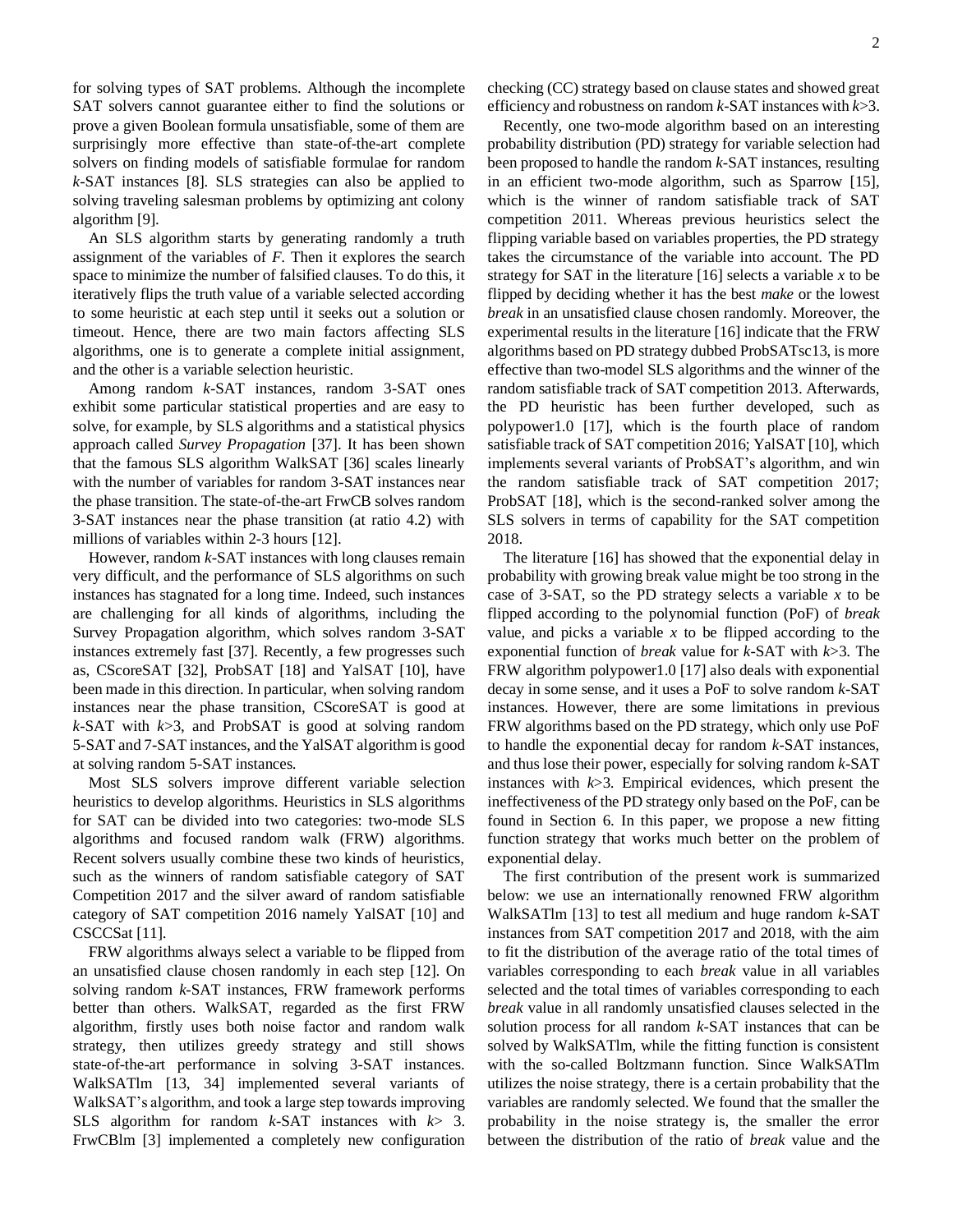for solving types of SAT problems. Although the incomplete SAT solvers cannot guarantee either to find the solutions or prove a given Boolean formula unsatisfiable, some of them are surprisingly more effective than state-of-the-art complete solvers on finding models of satisfiable formulae for random $k$-SAT instances [8]. SLS strategies can also be applied to solving traveling salesman problems by optimizing ant colony algorithm [9].

An SLS algorithm starts by generating randomly a truth assignment of the variables of $F$. Then it explores the search space to minimize the number of falsified clauses. To do this, it iteratively flips the truth value of a variable selected according to some heuristic at each step until it seeks out a solution or timeout. Hence, there are two main factors affecting SLS algorithms, one is to generate a complete initial assignment, and the other is a variable selection heuristic.

Among random $k$-SAT instances, random 3-SAT ones exhibit some particular statistical properties and are easy to solve, for example, by SLS algorithms and a statistical physics approach called *Survey Propagation* [37]. It has been shown that the famous SLS algorithm WalkSAT [36] scales linearly with the number of variables for random 3-SAT instances near the phase transition. The state-of-the-art FrwCB solves random 3-SAT instances near the phase transition (at ratio 4.2) with millions of variables within 2-3 hours [12].

However, random $k$-SAT instances with long clauses remain very difficult, and the performance of SLS algorithms on such instances has stagnated for a long time. Indeed, such instances are challenging for all kinds of algorithms, including the Survey Propagation algorithm, which solves random 3-SAT instances extremely fast [37]. Recently, a few progresses such as, CScoreSAT [32], ProbSAT [18] and YalSAT [10], have been made in this direction. In particular, when solving random instances near the phase transition, CScoreSAT is good at $k$-SAT with $k$>3, and ProbSAT is good at solving random 5-SAT and 7-SAT instances, and the YalSAT algorithm is good at solving random 5-SAT instances.

Most SLS solvers improve different variable selection heuristics to develop algorithms. Heuristics in SLS algorithms for SAT can be divided into two categories: two-mode SLS algorithms and focused random walk (FRW) algorithms. Recent solvers usually combine these two kinds of heuristics, such as the winners of random satisfiable category of SAT Competition 2017 and the silver award of random satisfiable category of SAT competition 2016 namely YalSAT [10] and CSCCSat [11].

FRW algorithms always select a variable to be flipped from an unsatisfied clause chosen randomly in each step [12]. On solving random $k$-SAT instances, FRW framework performs better than others. WalkSAT, regarded as the first FRW algorithm, firstly uses both noise factor and random walk strategy, then utilizes greedy strategy and still shows state-of-the-art performance in solving 3-SAT instances. WalkSATlm [13, 34] implemented several variants of WalkSAT's algorithm, and took a large step towards improving SLS algorithm for random $k$-SAT instances with $k$> 3. FrwCBlm [3] implemented a completely new configuration checking (CC) strategy based on clause states and showed great efficiency and robustness on random $k$-SAT instances with $k$>3.

Recently, one two-mode algorithm based on an interesting probability distribution (PD) strategy for variable selection had been proposed to handle the random $k$-SAT instances, resulting in an efficient two-mode algorithm, such as Sparrow [15], which is the winner of random satisfiable track of SAT competition 2011. Whereas previous heuristics select the flipping variable based on variables properties, the PD strategy takes the circumstance of the variable into account. The PD strategy for SAT in the literature [16] selects a variable $x$ to be flipped by deciding whether it has the best *make* or the lowest *break* in an unsatisfied clause chosen randomly. Moreover, the experimental results in the literature [16] indicate that the FRW algorithms based on PD strategy dubbed ProbSATsc13, is more effective than two-model SLS algorithms and the winner of the random satisfiable track of SAT competition 2013. Afterwards, the PD heuristic has been further developed, such as polypower1.0 [17], which is the fourth place of random satisfiable track of SAT competition 2016; YalSAT [10], which implements several variants of ProbSAT's algorithm, and win the random satisfiable track of SAT competition 2017; ProbSAT [18], which is the second-ranked solver among the SLS solvers in terms of capability for the SAT competition 2018.

The literature [16] has showed that the exponential delay in probability with growing break value might be too strong in the case of 3-SAT, so the PD strategy selects a variable $x$ to be flipped according to the polynomial function (PoF) of *break* value, and picks a variable $x$ to be flipped according to the exponential function of *break* value for $k$-SAT with $k$>3. The FRW algorithm polypower1.0 [17] also deals with exponential decay in some sense, and it uses a PoF to solve random $k$-SAT instances. However, there are some limitations in previous FRW algorithms based on the PD strategy, which only use PoF to handle the exponential decay for random $k$-SAT instances, and thus lose their power, especially for solving random $k$-SAT instances with $k$>3. Empirical evidences, which present the ineffectiveness of the PD strategy only based on the PoF, can be found in Section 6. In this paper, we propose a new fitting function strategy that works much better on the problem of exponential delay.

The first contribution of the present work is summarized below: we use an internationally renowned FRW algorithm WalkSATlm [13] to test all medium and huge random $k$-SAT instances from SAT competition 2017 and 2018, with the aim to fit the distribution of the average ratio of the total times of variables corresponding to each *break* value in all variables selected and the total times of variables corresponding to each *break* value in all randomly unsatisfied clauses selected in the solution process for all random $k$-SAT instances that can be solved by WalkSATlm, while the fitting function is consistent with the so-called Boltzmann function. Since WalkSATlm utilizes the noise strategy, there is a certain probability that the variables are randomly selected. We found that the smaller the probability in the noise strategy is, the smaller the error between the distribution of the ratio of *break* value and the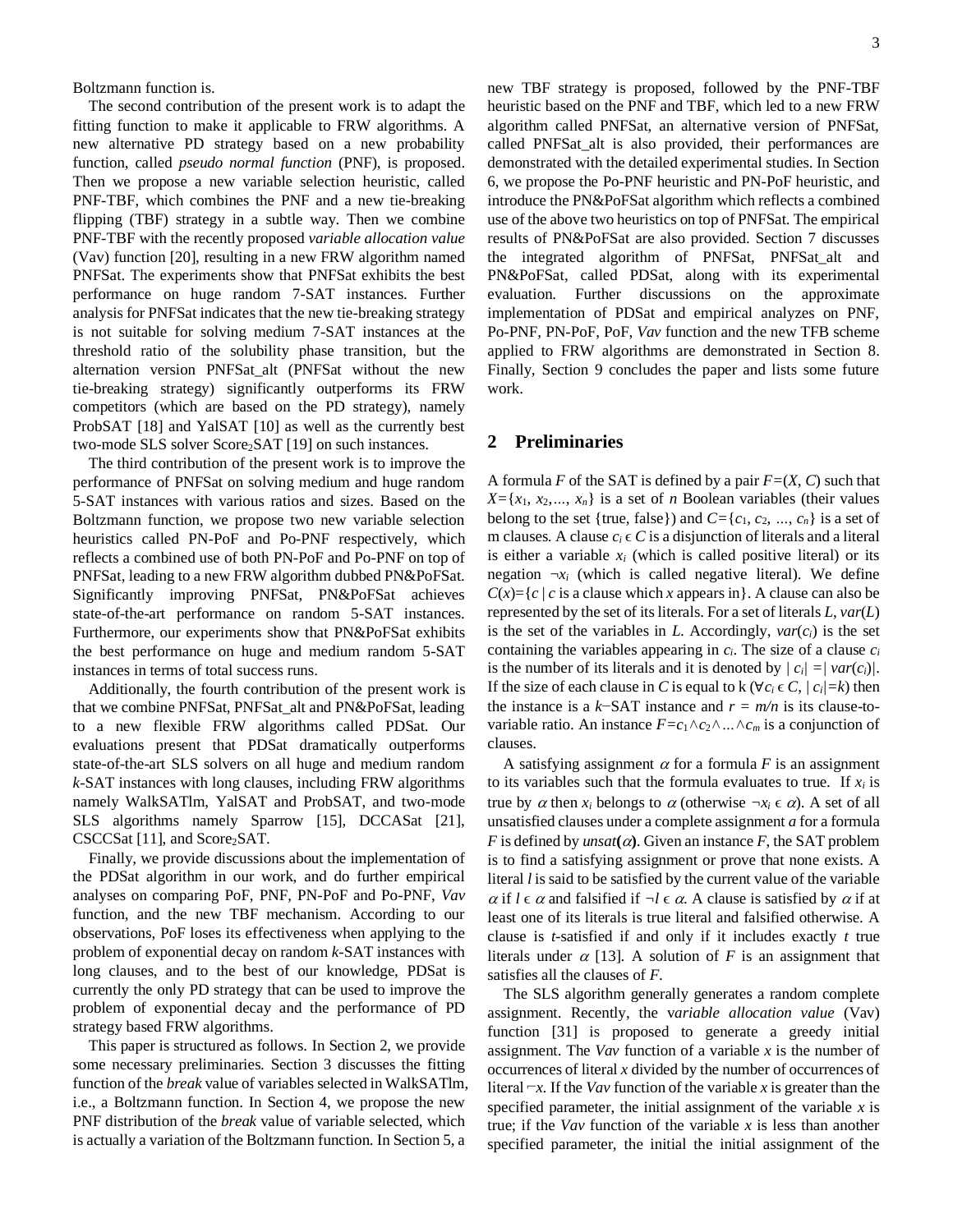Boltzmann function is.

The second contribution of the present work is to adapt the fitting function to make it applicable to FRW algorithms. A new alternative PD strategy based on a new probability function, called *pseudo normal function* (PNF), is proposed. Then we propose a new variable selection heuristic, called PNF-TBF, which combines the PNF and a new tie-breaking flipping (TBF) strategy in a subtle way. Then we combine PNF-TBF with the recently proposed *variable allocation value* (Vav) function [20], resulting in a new FRW algorithm named PNFSat. The experiments show that PNFSat exhibits the best performance on huge random 7-SAT instances. Further analysis for PNFSat indicates that the new tie-breaking strategy is not suitable for solving medium 7-SAT instances at the threshold ratio of the solubility phase transition, but the alternation version PNFSat_alt (PNFSat without the new tie-breaking strategy) significantly outperforms its FRW competitors (which are based on the PD strategy), namely ProbSAT [18] and YalSAT [10] as well as the currently best two-mode SLS solver $\text{Score}_2\text{SAT}$ [19] on such instances.

The third contribution of the present work is to improve the performance of PNFSat on solving medium and huge random 5-SAT instances with various ratios and sizes. Based on the Boltzmann function, we propose two new variable selection heuristics called PN-PoF and Po-PNF respectively, which reflects a combined use of both PN-PoF and Po-PNF on top of PNFSat, leading to a new FRW algorithm dubbed PN&PoFSat. Significantly improving PNFSat, PN&PoFSat achieves state-of-the-art performance on random 5-SAT instances. Furthermore, our experiments show that PN&PoFSat exhibits the best performance on huge and medium random 5-SAT instances in terms of total success runs.

Additionally, the fourth contribution of the present work is that we combine PNFSat, PNFSat_alt and PN&PoFSat, leading to a new flexible FRW algorithms called PDSat. Our evaluations present that PDSat dramatically outperforms state-of-the-art SLS solvers on all huge and medium random *k*-SAT instances with long clauses, including FRW algorithms namely WalkSATlm, YalSAT and ProbSAT, and two-mode SLS algorithms namely Sparrow [15], DCCASat [21], CSCCSat [11], and $\text{Score}_2\text{SAT}$.

Finally, we provide discussions about the implementation of the PDSat algorithm in our work, and do further empirical analyses on comparing PoF, PNF, PN-PoF and Po-PNF, *Vav* function, and the new TBF mechanism. According to our observations, PoF loses its effectiveness when applying to the problem of exponential decay on random *k*-SAT instances with long clauses, and to the best of our knowledge, PDSat is currently the only PD strategy that can be used to improve the problem of exponential decay and the performance of PD strategy based FRW algorithms.

This paper is structured as follows. In Section 2, we provide some necessary preliminaries. Section 3 discusses the fitting function of the *break* value of variables selected in WalkSATlm, i.e., a Boltzmann function. In Section 4, we propose the new PNF distribution of the *break* value of variable selected, which is actually a variation of the Boltzmann function. In Section 5, a new TBF strategy is proposed, followed by the PNF-TBF heuristic based on the PNF and TBF, which led to a new FRW algorithm called PNFSat, an alternative version of PNFSat, called PNFSat_alt is also provided, their performances are demonstrated with the detailed experimental studies. In Section 6, we propose the Po-PNF heuristic and PN-PoF heuristic, and introduce the PN&PoFSat algorithm which reflects a combined use of the above two heuristics on top of PNFSat. The empirical results of PN&PoFSat are also provided. Section 7 discusses the integrated algorithm of PNFSat, PNFSat_alt and PN&PoFSat, called PDSat, along with its experimental evaluation. Further discussions on the approximate implementation of PDSat and empirical analyzes on PNF, Po-PNF, PN-PoF, PoF, *Vav* function and the new TFB scheme applied to FRW algorithms are demonstrated in Section 8. Finally, Section 9 concludes the paper and lists some future work.

## 2 Preliminaries

A formula $F$ of the SAT is defined by a pair $F=(X, C)$ such that $X=\{x_1, x_2,\ldots, x_n\}$ is a set of $n$ Boolean variables (their values belong to the set {true, false}) and $C=\{c_1, c_2, \ldots, c_n\}$ is a set of m clauses. A clause $c_i \in C$ is a disjunction of literals and a literal is either a variable $x_i$ (which is called positive literal) or its negation $\neg x_i$ (which is called negative literal). We define $C(x)=\{c \mid c$ is a clause which $x$ appears in$\}$. A clause can also be represented by the set of its literals. For a set of literals $L$, $var(L)$ is the set of the variables in $L$. Accordingly, $var(c_i)$ is the set containing the variables appearing in $c_i$. The size of a clause $c_i$ is the number of its literals and it is denoted by $|c_i| =|var(c_i)|$. If the size of each clause in $C$ is equal to k ($\forall c_i \in C$, $|c_i|=k$) then the instance is a $k$–SAT instance and $r = m/n$ is its clause-to-variable ratio. An instance $F=c_1 \wedge c_2 \wedge \ldots \wedge c_m$ is a conjunction of clauses.

A satisfying assignment $\alpha$ for a formula $F$ is an assignment to its variables such that the formula evaluates to true. If $x_i$ is true by $\alpha$ then $x_i$ belongs to $\alpha$ (otherwise $\neg x_i \in \alpha$). A set of all unsatisfied clauses under a complete assignment $a$ for a formula $F$ is defined by $unsat(\alpha)$. Given an instance $F$, the SAT problem is to find a satisfying assignment or prove that none exists. A literal $l$ is said to be satisfied by the current value of the variable $\alpha$ if $l \in \alpha$ and falsified if $\neg l \in \alpha$. A clause is satisfied by $\alpha$ if at least one of its literals is true literal and falsified otherwise. A clause is $t$-satisfied if and only if it includes exactly $t$ true literals under $\alpha$ [13]. A solution of $F$ is an assignment that satisfies all the clauses of $F$.

The SLS algorithm generally generates a random complete assignment. Recently, the *variable allocation value* (Vav) function [31] is proposed to generate a greedy initial assignment. The *Vav* function of a variable $x$ is the number of occurrences of literal $x$ divided by the number of occurrences of literal $\neg x$. If the *Vav* function of the variable $x$ is greater than the specified parameter, the initial assignment of the variable $x$ is true; if the *Vav* function of the variable $x$ is less than another specified parameter, the initial the initial assignment of the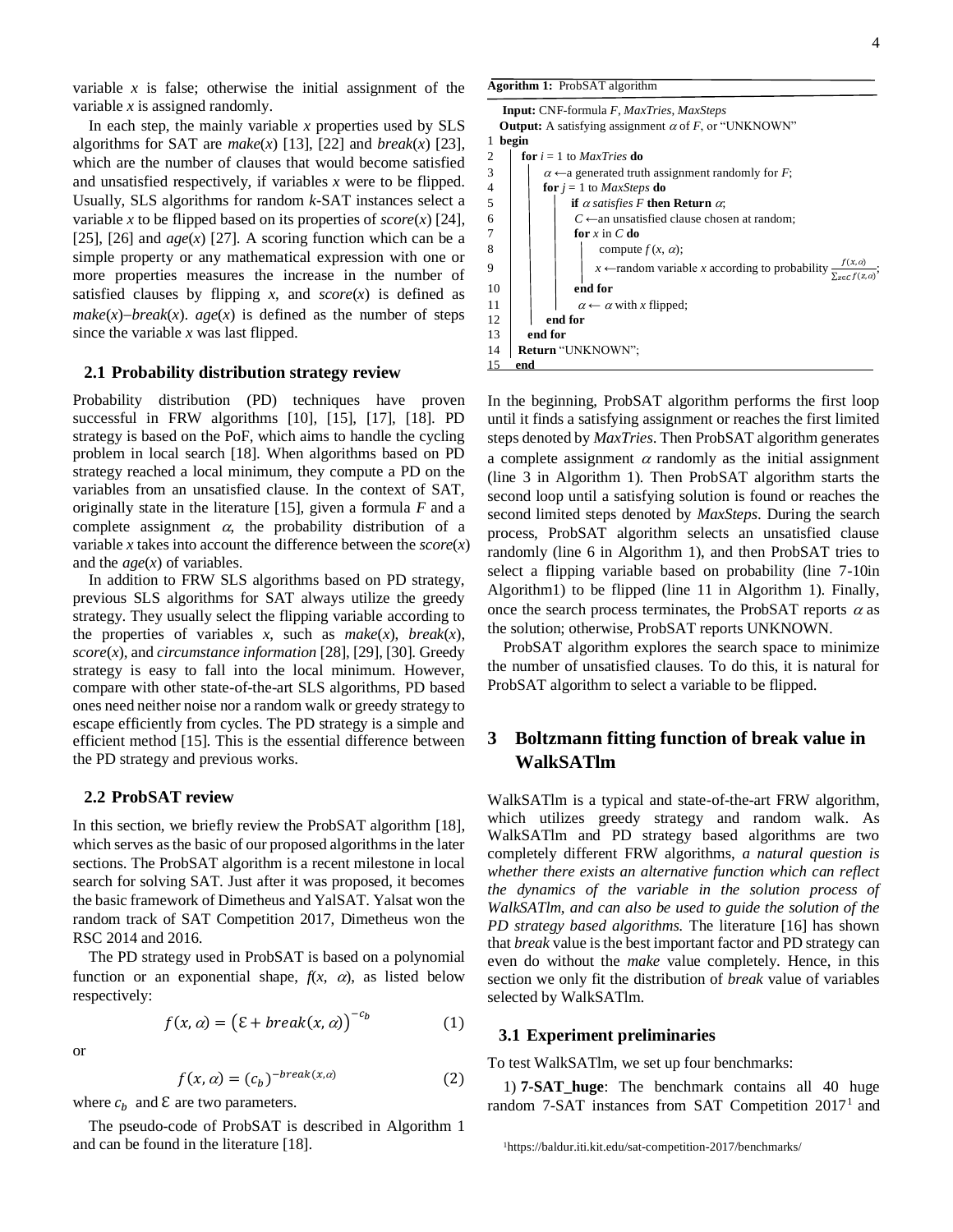variable $x$ is false; otherwise the initial assignment of the variable $x$ is assigned randomly.

In each step, the mainly variable $x$ properties used by SLS algorithms for SAT are *make*($x$) [13], [22] and *break*($x$) [23], which are the number of clauses that would become satisfied and unsatisfied respectively, if variables $x$ were to be flipped. Usually, SLS algorithms for random $k$-SAT instances select a variable $x$ to be flipped based on its properties of *score*($x$) [24], [25], [26] and *age*($x$) [27]. A scoring function which can be a simple property or any mathematical expression with one or more properties measures the increase in the number of satisfied clauses by flipping $x$, and *score*($x$) is defined as *make*($x$)–*break*($x$). *age*($x$) is defined as the number of steps since the variable $x$ was last flipped.

### 2.1 Probability distribution strategy review

Probability distribution (PD) techniques have proven successful in FRW algorithms [10], [15], [17], [18]. PD strategy is based on the PoF, which aims to handle the cycling problem in local search [18]. When algorithms based on PD strategy reached a local minimum, they compute a PD on the variables from an unsatisfied clause. In the context of SAT, originally state in the literature [15], given a formula $F$ and a complete assignment $\alpha$, the probability distribution of a variable $x$ takes into account the difference between the *score*($x$) and the *age*($x$) of variables.

In addition to FRW SLS algorithms based on PD strategy, previous SLS algorithms for SAT always utilize the greedy strategy. They usually select the flipping variable according to the properties of variables $x$, such as *make*($x$), *break*($x$), *score*($x$), and *circumstance information* [28], [29], [30]. Greedy strategy is easy to fall into the local minimum. However, compare with other state-of-the-art SLS algorithms, PD based ones need neither noise nor a random walk or greedy strategy to escape efficiently from cycles. The PD strategy is a simple and efficient method [15]. This is the essential difference between the PD strategy and previous works.

### 2.2 ProbSAT review

In this section, we briefly review the ProbSAT algorithm [18], which serves as the basic of our proposed algorithms in the later sections. The ProbSAT algorithm is a recent milestone in local search for solving SAT. Just after it was proposed, it becomes the basic framework of Dimetheus and YalSAT. Yalsat won the random track of SAT Competition 2017, Dimetheus won the RSC 2014 and 2016.

The PD strategy used in ProbSAT is based on a polynomial function or an exponential shape, $f(x, \alpha)$, as listed below respectively:

$$f(x, \alpha) = \left(\mathcal{E} + break(x, \alpha)\right)^{-c_b} \tag{1}$$

or

$$f(x, \alpha) = (c_b)^{-break(x, \alpha)} \tag{2}$$

where $c_b$ and $\mathcal{E}$ are two parameters.

The pseudo-code of ProbSAT is described in Algorithm 1 and can be found in the literature [18].

**Agorithm 1:** ProbSAT algorithm

```
   Input: CNF-formula F, MaxTries, MaxSteps
   Output: A satisfying assignment α of F, or "UNKNOWN"
1  begin
2    for i = 1 to MaxTries do
3      α ←a generated truth assignment randomly for F;
4      for j = 1 to MaxSteps do
5        if α satisfies F then Return α;
6        C ←an unsatisfied clause chosen at random;
7        for x in C do
8          compute f(x, α);
9          x ←random variable x according to probability f(x,α) / Σ_{z∈C} f(z,α);
10       end for
11       α ← α with x flipped;
12     end for
13   end for
14   Return "UNKNOWN";
15 end
```

In the beginning, ProbSAT algorithm performs the first loop until it finds a satisfying assignment or reaches the first limited steps denoted by *MaxTries*. Then ProbSAT algorithm generates a complete assignment $\alpha$ randomly as the initial assignment (line 3 in Algorithm 1). Then ProbSAT algorithm starts the second loop until a satisfying solution is found or reaches the second limited steps denoted by *MaxSteps*. During the search process, ProbSAT algorithm selects an unsatisfied clause randomly (line 6 in Algorithm 1), and then ProbSAT tries to select a flipping variable based on probability (line 7-10in Algorithm1) to be flipped (line 11 in Algorithm 1). Finally, once the search process terminates, the ProbSAT reports $\alpha$ as the solution; otherwise, ProbSAT reports UNKNOWN.

ProbSAT algorithm explores the search space to minimize the number of unsatisfied clauses. To do this, it is natural for ProbSAT algorithm to select a variable to be flipped.

## 3 Boltzmann fitting function of break value in WalkSATlm

WalkSATlm is a typical and state-of-the-art FRW algorithm, which utilizes greedy strategy and random walk. As WalkSATlm and PD strategy based algorithms are two completely different FRW algorithms, *a natural question is whether there exists an alternative function which can reflect the dynamics of the variable in the solution process of WalkSATlm, and can also be used to guide the solution of the PD strategy based algorithms.* The literature [16] has shown that *break* value is the best important factor and PD strategy can even do without the *make* value completely. Hence, in this section we only fit the distribution of *break* value of variables selected by WalkSATlm.

### 3.1 Experiment preliminaries

To test WalkSATlm, we set up four benchmarks:

1) **7-SAT_huge**: The benchmark contains all 40 huge random 7-SAT instances from SAT Competition 2017[1] and

[1]https://baldur.iti.kit.edu/sat-competition-2017/benchmarks/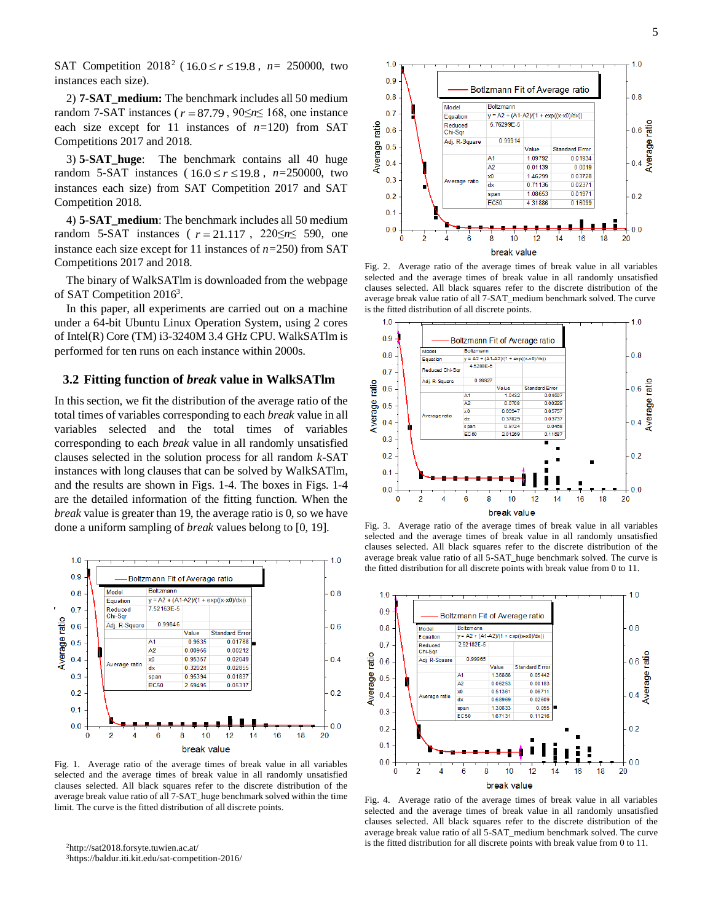SAT Competition 2018[2] ( $16.0 \le r \le 19.8$ , $n$= 250000, two instances each size).

2) **7-SAT_medium:** The benchmark includes all 50 medium random 7-SAT instances ( $r = 87.79$ , $90 \le n \le 168$, one instance each size except for 11 instances of $n$=120) from SAT Competitions 2017 and 2018.

3) **5-SAT_huge**: The benchmark contains all 40 huge random 5-SAT instances ( $16.0 \le r \le 19.8$ , $n$=250000, two instances each size) from SAT Competition 2017 and SAT Competition 2018.

4) **5-SAT_medium**: The benchmark includes all 50 medium random 5-SAT instances ( $r = 21.117$ , $220 \le n \le 590$, one instance each size except for 11 instances of $n$=250) from SAT Competitions 2017 and 2018.

The binary of WalkSATlm is downloaded from the webpage of SAT Competition 2016[3].

In this paper, all experiments are carried out on a machine under a 64-bit Ubuntu Linux Operation System, using 2 cores of Intel(R) Core (TM) i3-3240M 3.4 GHz CPU. WalkSATlm is performed for ten runs on each instance within 2000s.

### 3.2 Fitting function of *break* value in WalkSATlm

In this section, we fit the distribution of the average ratio of the total times of variables corresponding to each *break* value in all variables selected and the total times of variables corresponding to each *break* value in all randomly unsatisfied clauses selected in the solution process for all random *k*-SAT instances with long clauses that can be solved by WalkSATlm, and the results are shown in Figs. 1-4. The boxes in Figs. 1-4 are the detailed information of the fitting function. When the *break* value is greater than 19, the average ratio is 0, so we have done a uniform sampling of *break* values belong to [0, 19].

| Model | Boltzmann | | |
|---|---|---|---|
| Equation | y = A2 + (A1-A2)/(1 + exp((x-x0)/dx)) | | |
| Reduced Chi-Sqr | 7.52163E-5 | | |
| Adj. R-Square | 0.99846 | | |
| | | Value | Standard Error |
| Average ratio | A1 | 0.9635 | 0.01788 |
| | A2 | 0.00956 | 0.00212 |
| | x0 | 0.95357 | 0.02049 |
| | dx | 0.32024 | 0.02855 |
| | span | 0.95394 | 0.01837 |
| | EC50 | 2.59495 | 0.05317 |

Fig. 1. Average ratio of the average times of break value in all variables selected and the average times of break value in all randomly unsatisfied clauses selected. All black squares refer to the discrete distribution of the average break value ratio of all 7-SAT_huge benchmark solved within the time limit. The curve is the fitted distribution of all discrete points.

| Model | Boltzmann | | |
|---|---|---|---|
| Equation | y = A2 + (A1-A2)/(1 + exp((x-x0)/dx)) | | |
| Reduced Chi-Sqr | 5.76299E-5 | | |
| Adj. R-Square | 0.99914 | | |
| | | Value | Standard Error |
| Average ratio | A1 | 1.09792 | 0.01934 |
| | A2 | 0.01139 | 0.0019 |
| | x0 | 1.46299 | 0.03728 |
| | dx | 0.71136 | 0.02371 |
| | span | 1.08653 | 0.01971 |
| | EC50 | 4.31886 | 0.16099 |

Fig. 2. Average ratio of the average times of break value in all variables selected and the average times of break value in all randomly unsatisfied clauses selected. All black squares refer to the discrete distribution of the average break value ratio of all 7-SAT_medium benchmark solved. The curve is the fitted distribution of all discrete points.

| Model | Boltzmann | | |
|---|---|---|---|
| Equation | y = A2 + (A1-A2)/(1 + exp((x-x0)/dx)) | | |
| Reduced Chi-Sqr | 4.5288E-5 | | |
| Adj. R-Square | 0.99827 | | |
| | | Value | Standard Error |
| Average ratio | A1 | 1.0432 | 0.04507 |
| | A2 | 0.0708 | 0.00228 |
| | x0 | 0.69947 | 0.05757 |
| | dx | 0.37829 | 0.03737 |
| | span | 0.9724 | 0.0458 |
| | EC50 | 2.01269 | 0.11587 |

Fig. 3. Average ratio of the average times of break value in all variables selected and the average times of break value in all randomly unsatisfied clauses selected. All black squares refer to the discrete distribution of the average break value ratio of all 5-SAT_huge benchmark solved. The curve is the fitted distribution for all discrete points with break value from 0 to 11.

| Model | Boltzmann | | |
|---|---|---|---|
| Equation | y = A2 + (A1-A2)/(1 + exp((x-x0)/dx)) | | |
| Reduced Chi-Sqr | 2.52182E-5 | | |
| Adj. R-Square | 0.99965 | | |
| | | Value | Standard Error |
| Average ratio | A1 | 1.36886 | 0.05442 |
| | A2 | 0.06253 | 0.00183 |
| | x0 | 0.51361 | 0.06711 |
| | dx | 0.68969 | 0.02609 |
| | span | 1.30633 | 0.055 |
| | EC50 | 1.67131 | 0.11216 |

Fig. 4. Average ratio of the average times of break value in all variables selected and the average times of break value in all randomly unsatisfied clauses selected. All black squares refer to the discrete distribution of the average break value ratio of all 5-SAT_medium benchmark solved. The curve is the fitted distribution for all discrete points with break value from 0 to 11.

[2] http://sat2018.forsyte.tuwien.ac.at/
[3] https://baldur.iti.kit.edu/sat-competition-2016/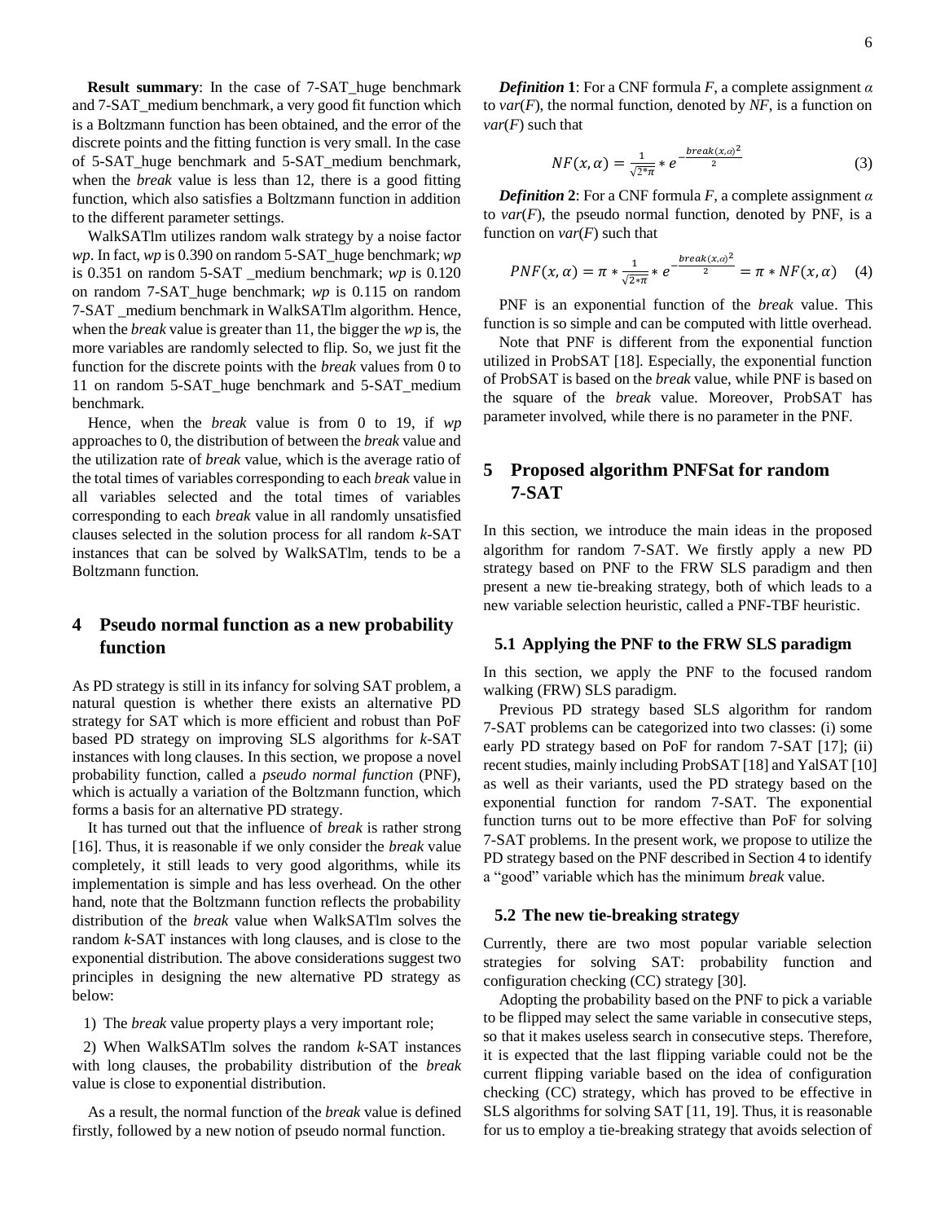**Result summary**: In the case of 7-SAT_huge benchmark and 7-SAT_medium benchmark, a very good fit function which is a Boltzmann function has been obtained, and the error of the discrete points and the fitting function is very small. In the case of 5-SAT_huge benchmark and 5-SAT_medium benchmark, when the *break* value is less than 12, there is a good fitting function, which also satisfies a Boltzmann function in addition to the different parameter settings.

WalkSATlm utilizes random walk strategy by a noise factor *wp*. In fact, *wp* is 0.390 on random 5-SAT_huge benchmark; *wp* is 0.351 on random 5-SAT _medium benchmark; *wp* is 0.120 on random 7-SAT_huge benchmark; *wp* is 0.115 on random 7-SAT _medium benchmark in WalkSATlm algorithm. Hence, when the *break* value is greater than 11, the bigger the *wp* is, the more variables are randomly selected to flip. So, we just fit the function for the discrete points with the *break* values from 0 to 11 on random 5-SAT_huge benchmark and 5-SAT_medium benchmark.

Hence, when the *break* value is from 0 to 19, if *wp* approaches to 0, the distribution of between the *break* value and the utilization rate of *break* value, which is the average ratio of the total times of variables corresponding to each *break* value in all variables selected and the total times of variables corresponding to each *break* value in all randomly unsatisfied clauses selected in the solution process for all random *k*-SAT instances that can be solved by WalkSATlm, tends to be a Boltzmann function.

## 4 Pseudo normal function as a new probability function

As PD strategy is still in its infancy for solving SAT problem, a natural question is whether there exists an alternative PD strategy for SAT which is more efficient and robust than PoF based PD strategy on improving SLS algorithms for *k*-SAT instances with long clauses. In this section, we propose a novel probability function, called a *pseudo normal function* (PNF), which is actually a variation of the Boltzmann function, which forms a basis for an alternative PD strategy.

It has turned out that the influence of *break* is rather strong [16]. Thus, it is reasonable if we only consider the *break* value completely, it still leads to very good algorithms, while its implementation is simple and has less overhead. On the other hand, note that the Boltzmann function reflects the probability distribution of the *break* value when WalkSATlm solves the random *k*-SAT instances with long clauses, and is close to the exponential distribution. The above considerations suggest two principles in designing the new alternative PD strategy as below:

1) The *break* value property plays a very important role;

2) When WalkSATlm solves the random *k*-SAT instances with long clauses, the probability distribution of the *break* value is close to exponential distribution.

As a result, the normal function of the *break* value is defined firstly, followed by a new notion of pseudo normal function.

***Definition* 1**: For a CNF formula *F*, a complete assignment $\alpha$ to *var*(*F*), the normal function, denoted by *NF*, is a function on *var*(*F*) such that

$$NF(x,\alpha) = \frac{1}{\sqrt{2*\pi}} * e^{-\frac{break(x,\alpha)^2}{2}} \quad (3)$$

***Definition* 2**: For a CNF formula *F*, a complete assignment $\alpha$ to *var*(*F*), the pseudo normal function, denoted by PNF, is a function on *var*(*F*) such that

$$PNF(x,\alpha) = \pi * \frac{1}{\sqrt{2*\pi}} * e^{-\frac{break(x,\alpha)^2}{2}} = \pi * NF(x,\alpha) \quad (4)$$

PNF is an exponential function of the *break* value. This function is so simple and can be computed with little overhead.

Note that PNF is different from the exponential function utilized in ProbSAT [18]. Especially, the exponential function of ProbSAT is based on the *break* value, while PNF is based on the square of the *break* value. Moreover, ProbSAT has parameter involved, while there is no parameter in the PNF.

## 5 Proposed algorithm PNFSat for random 7-SAT

In this section, we introduce the main ideas in the proposed algorithm for random 7-SAT. We firstly apply a new PD strategy based on PNF to the FRW SLS paradigm and then present a new tie-breaking strategy, both of which leads to a new variable selection heuristic, called a PNF-TBF heuristic.

### 5.1 Applying the PNF to the FRW SLS paradigm

In this section, we apply the PNF to the focused random walking (FRW) SLS paradigm.

Previous PD strategy based SLS algorithm for random 7-SAT problems can be categorized into two classes: (i) some early PD strategy based on PoF for random 7-SAT [17]; (ii) recent studies, mainly including ProbSAT [18] and YalSAT [10] as well as their variants, used the PD strategy based on the exponential function for random 7-SAT. The exponential function turns out to be more effective than PoF for solving 7-SAT problems. In the present work, we propose to utilize the PD strategy based on the PNF described in Section 4 to identify a "good" variable which has the minimum *break* value.

### 5.2 The new tie-breaking strategy

Currently, there are two most popular variable selection strategies for solving SAT: probability function and configuration checking (CC) strategy [30].

Adopting the probability based on the PNF to pick a variable to be flipped may select the same variable in consecutive steps, so that it makes useless search in consecutive steps. Therefore, it is expected that the last flipping variable could not be the current flipping variable based on the idea of configuration checking (CC) strategy, which has proved to be effective in SLS algorithms for solving SAT [11, 19]. Thus, it is reasonable for us to employ a tie-breaking strategy that avoids selection of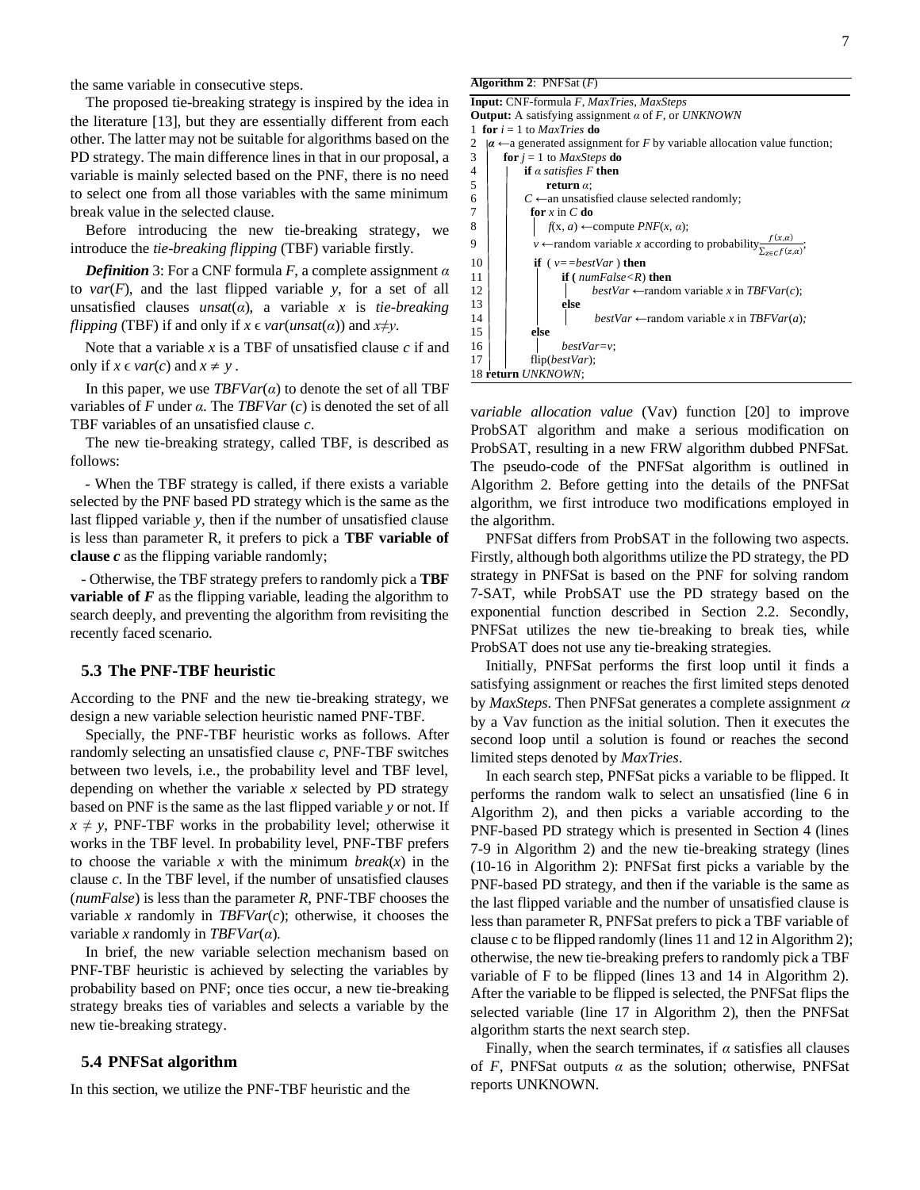the same variable in consecutive steps.

The proposed tie-breaking strategy is inspired by the idea in the literature [13], but they are essentially different from each other. The latter may not be suitable for algorithms based on the PD strategy. The main difference lines in that in our proposal, a variable is mainly selected based on the PNF, there is no need to select one from all those variables with the same minimum break value in the selected clause.

Before introducing the new tie-breaking strategy, we introduce the *tie-breaking flipping* (TBF) variable firstly.

***Definition*** 3: For a CNF formula *F*, a complete assignment $\alpha$ to $var(F)$, and the last flipped variable *y*, for a set of all unsatisfied clauses $unsat(\alpha)$, a variable *x* is *tie-breaking flipping* (TBF) if and only if $x \in var(unsat(\alpha))$ and $x \neq y$.

Note that a variable *x* is a TBF of unsatisfied clause *c* if and only if $x \in var(c)$ and $x \neq y$ .

In this paper, we use $TBFVar(\alpha)$ to denote the set of all TBF variables of *F* under $\alpha$. The $TBFVar(c)$ is denoted the set of all TBF variables of an unsatisfied clause *c*.

The new tie-breaking strategy, called TBF, is described as follows:

- When the TBF strategy is called, if there exists a variable selected by the PNF based PD strategy which is the same as the last flipped variable *y*, then if the number of unsatisfied clause is less than parameter R, it prefers to pick a **TBF variable of clause *c*** as the flipping variable randomly;

- Otherwise, the TBF strategy prefers to randomly pick a **TBF variable of *F*** as the flipping variable, leading the algorithm to search deeply, and preventing the algorithm from revisiting the recently faced scenario.

## 5.3 The PNF-TBF heuristic

According to the PNF and the new tie-breaking strategy, we design a new variable selection heuristic named PNF-TBF.

Specially, the PNF-TBF heuristic works as follows. After randomly selecting an unsatisfied clause *c*, PNF-TBF switches between two levels, i.e., the probability level and TBF level, depending on whether the variable *x* selected by PD strategy based on PNF is the same as the last flipped variable *y* or not. If $x \neq y$, PNF-TBF works in the probability level; otherwise it works in the TBF level. In probability level, PNF-TBF prefers to choose the variable *x* with the minimum $break(x)$ in the clause *c*. In the TBF level, if the number of unsatisfied clauses (*numFalse*) is less than the parameter *R*, PNF-TBF chooses the variable *x* randomly in $TBFVar(c)$; otherwise, it chooses the variable *x* randomly in $TBFVar(\alpha)$.

In brief, the new variable selection mechanism based on PNF-TBF heuristic is achieved by selecting the variables by probability based on PNF; once ties occur, a new tie-breaking strategy breaks ties of variables and selects a variable by the new tie-breaking strategy.

## 5.4 PNFSat algorithm

In this section, we utilize the PNF-TBF heuristic and the

**Algorithm 2**: PNFSat (*F*)

```
Input: CNF-formula F, MaxTries, MaxSteps
Output: A satisfying assignment α of F, or UNKNOWN
1  for i = 1 to MaxTries do
2    α ←a generated assignment for F by variable allocation value function;
3    for j = 1 to MaxSteps do
4      if α satisfies F then
5        return α;
6      C ←an unsatisfied clause selected randomly;
7      for x in C do
8        f(x, a) ←compute PNF(x, α);
9      v ←random variable x according to probability f(x,α) / Σ_{z∈C} f(z,α);
10     if ( v==bestVar ) then
11       if ( numFalse<R) then
12         bestVar ←random variable x in TBFVar(c);
13       else
14         bestVar ←random variable x in TBFVar(a);
15     else
16       bestVar=v;
17     flip(bestVar);
18 return UNKNOWN;
```

*variable allocation value* (Vav) function [20] to improve ProbSAT algorithm and make a serious modification on ProbSAT, resulting in a new FRW algorithm dubbed PNFSat. The pseudo-code of the PNFSat algorithm is outlined in Algorithm 2. Before getting into the details of the PNFSat algorithm, we first introduce two modifications employed in the algorithm.

PNFSat differs from ProbSAT in the following two aspects. Firstly, although both algorithms utilize the PD strategy, the PD strategy in PNFSat is based on the PNF for solving random 7-SAT, while ProbSAT use the PD strategy based on the exponential function described in Section 2.2. Secondly, PNFSat utilizes the new tie-breaking to break ties, while ProbSAT does not use any tie-breaking strategies.

Initially, PNFSat performs the first loop until it finds a satisfying assignment or reaches the first limited steps denoted by *MaxSteps*. Then PNFSat generates a complete assignment $\alpha$ by a Vav function as the initial solution. Then it executes the second loop until a solution is found or reaches the second limited steps denoted by *MaxTries*.

In each search step, PNFSat picks a variable to be flipped. It performs the random walk to select an unsatisfied (line 6 in Algorithm 2), and then picks a variable according to the PNF-based PD strategy which is presented in Section 4 (lines 7-9 in Algorithm 2) and the new tie-breaking strategy (lines (10-16 in Algorithm 2): PNFSat first picks a variable by the PNF-based PD strategy, and then if the variable is the same as the last flipped variable and the number of unsatisfied clause is less than parameter R, PNFSat prefers to pick a TBF variable of clause c to be flipped randomly (lines 11 and 12 in Algorithm 2); otherwise, the new tie-breaking prefers to randomly pick a TBF variable of F to be flipped (lines 13 and 14 in Algorithm 2). After the variable to be flipped is selected, the PNFSat flips the selected variable (line 17 in Algorithm 2), then the PNFSat algorithm starts the next search step.

Finally, when the search terminates, if $\alpha$ satisfies all clauses of *F*, PNFSat outputs $\alpha$ as the solution; otherwise, PNFSat reports UNKNOWN.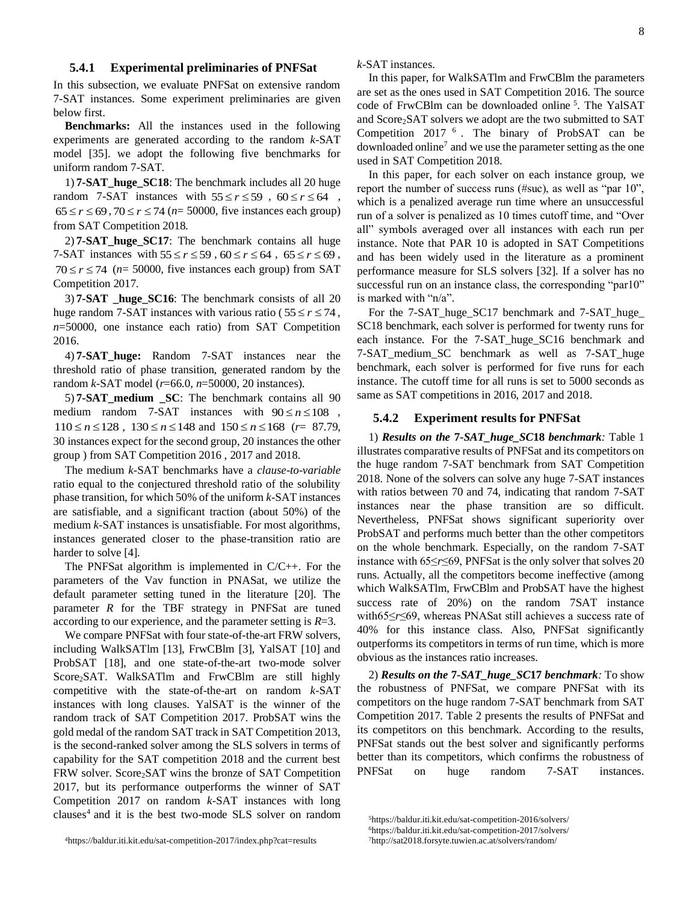### 5.4.1 Experimental preliminaries of PNFSat

In this subsection, we evaluate PNFSat on extensive random 7-SAT instances. Some experiment preliminaries are given below first.

**Benchmarks:** All the instances used in the following experiments are generated according to the random *k*-SAT model [35]. we adopt the following five benchmarks for uniform random 7-SAT.

1) **7-SAT_huge_SC18**: The benchmark includes all 20 huge random 7-SAT instances with $55 \le r \le 59$ , $60 \le r \le 64$ , $65 \le r \le 69$ , $70 \le r \le 74$ (*n*= 50000, five instances each group) from SAT Competition 2018.

2) **7-SAT_huge_SC17**: The benchmark contains all huge 7-SAT instances with $55 \le r \le 59$ , $60 \le r \le 64$ , $65 \le r \le 69$ , $70 \le r \le 74$ (*n*= 50000, five instances each group) from SAT Competition 2017.

3) **7-SAT _huge_SC16**: The benchmark consists of all 20 huge random 7-SAT instances with various ratio ( $55 \le r \le 74$ , *n*=50000, one instance each ratio) from SAT Competition 2016.

4) **7-SAT_huge:** Random 7-SAT instances near the threshold ratio of phase transition, generated random by the random *k*-SAT model (*r*=66.0, *n*=50000, 20 instances).

5) **7-SAT_medium _SC**: The benchmark contains all 90 medium random 7-SAT instances with $90 \le n \le 108$ , $110 \le n \le 128$ , $130 \le n \le 148$ and $150 \le n \le 168$ (*r*= 87.79, 30 instances expect for the second group, 20 instances the other group ) from SAT Competition 2016 , 2017 and 2018.

The medium *k*-SAT benchmarks have a *clause-to-variable* ratio equal to the conjectured threshold ratio of the solubility phase transition, for which 50% of the uniform *k*-SAT instances are satisfiable, and a significant traction (about 50%) of the medium *k*-SAT instances is unsatisfiable. For most algorithms, instances generated closer to the phase-transition ratio are harder to solve [4].

The PNFSat algorithm is implemented in C/C++. For the parameters of the Vav function in PNASat, we utilize the default parameter setting tuned in the literature [20]. The parameter *R* for the TBF strategy in PNFSat are tuned according to our experience, and the parameter setting is *R*=3.

We compare PNFSat with four state-of-the-art FRW solvers, including WalkSATlm [13], FrwCBlm [3], YalSAT [10] and ProbSAT [18], and one state-of-the-art two-mode solver Score$_2$SAT. WalkSATlm and FrwCBlm are still highly competitive with the state-of-the-art on random *k*-SAT instances with long clauses. YalSAT is the winner of the random track of SAT Competition 2017. ProbSAT wins the gold medal of the random SAT track in SAT Competition 2013, is the second-ranked solver among the SLS solvers in terms of capability for the SAT competition 2018 and the current best FRW solver. Score$_2$SAT wins the bronze of SAT Competition 2017, but its performance outperforms the winner of SAT Competition 2017 on random *k*-SAT instances with long clauses[4] and it is the best two-mode SLS solver on random *k*-SAT instances.

In this paper, for WalkSATlm and FrwCBlm the parameters are set as the ones used in SAT Competition 2016. The source code of FrwCBlm can be downloaded online [5]. The YalSAT and Score$_2$SAT solvers we adopt are the two submitted to SAT Competition 2017 [6]. The binary of ProbSAT can be downloaded online[7] and we use the parameter setting as the one used in SAT Competition 2018.

In this paper, for each solver on each instance group, we report the number of success runs (#suc), as well as "par 10", which is a penalized average run time where an unsuccessful run of a solver is penalized as 10 times cutoff time, and "Over all" symbols averaged over all instances with each run per instance. Note that PAR 10 is adopted in SAT Competitions and has been widely used in the literature as a prominent performance measure for SLS solvers [32]. If a solver has no successful run on an instance class, the corresponding "par10" is marked with "n/a".

For the 7-SAT_huge_SC17 benchmark and 7-SAT_huge_ SC18 benchmark, each solver is performed for twenty runs for each instance. For the 7-SAT_huge_SC16 benchmark and 7-SAT_medium_SC benchmark as well as 7-SAT_huge benchmark, each solver is performed for five runs for each instance. The cutoff time for all runs is set to 5000 seconds as same as SAT competitions in 2016, 2017 and 2018.

### 5.4.2 Experiment results for PNFSat

1) ***Results on the 7-SAT_huge_SC18 benchmark**:* Table 1 illustrates comparative results of PNFSat and its competitors on the huge random 7-SAT benchmark from SAT Competition 2018. None of the solvers can solve any huge 7-SAT instances with ratios between 70 and 74, indicating that random 7-SAT instances near the phase transition are so difficult. Nevertheless, PNFSat shows significant superiority over ProbSAT and performs much better than the other competitors on the whole benchmark. Especially, on the random 7-SAT instance with 65≤*r*≤69, PNFSat is the only solver that solves 20 runs. Actually, all the competitors become ineffective (among which WalkSATlm, FrwCBlm and ProbSAT have the highest success rate of 20%) on the random 7SAT instance with65≤*r*≤69, whereas PNASat still achieves a success rate of 40% for this instance class. Also, PNFSat significantly outperforms its competitors in terms of run time, which is more obvious as the instances ratio increases.

2) ***Results on the 7-SAT_huge_SC17 benchmark**:* To show the robustness of PNFSat, we compare PNFSat with its competitors on the huge random 7-SAT benchmark from SAT Competition 2017. Table 2 presents the results of PNFSat and its competitors on this benchmark. According to the results, PNFSat stands out the best solver and significantly performs better than its competitors, which confirms the robustness of PNFSat on huge random 7-SAT instances.

[4]https://baldur.iti.kit.edu/sat-competition-2017/index.php?cat=results

[5]https://baldur.iti.kit.edu/sat-competition-2016/solvers/

[6]https://baldur.iti.kit.edu/sat-competition-2017/solvers/

[7]http://sat2018.forsyte.tuwien.ac.at/solvers/random/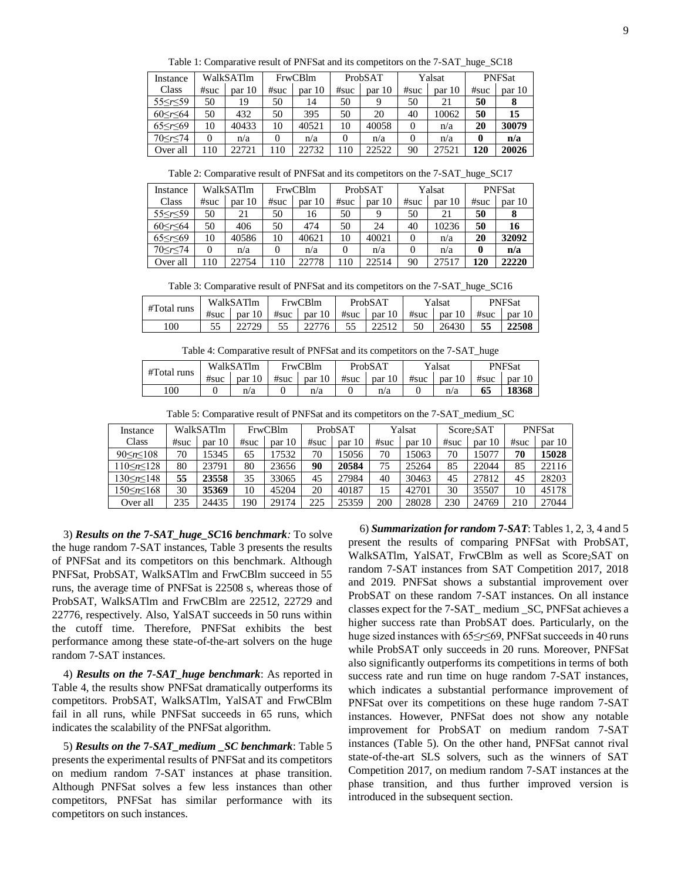Table 1: Comparative result of PNFSat and its competitors on the 7-SAT_huge_SC18

| Instance Class | WalkSATlm | | FrwCBlm | | ProbSAT | | Yalsat | | PNFSat | |
|---|---|---|---|---|---|---|---|---|---|---|
| | #suc | par 10 | #suc | par 10 | #suc | par 10 | #suc | par 10 | #suc | par 10 |
| $55 \leq r \leq 59$ | 50 | 19 | 50 | 14 | 50 | 9 | 50 | 21 | **50** | **8** |
| $60 \leq r \leq 64$ | 50 | 432 | 50 | 395 | 50 | 20 | 40 | 10062 | **50** | **15** |
| $65 \leq r \leq 69$ | 10 | 40433 | 10 | 40521 | 10 | 40058 | 0 | n/a | **20** | **30079** |
| $70 \leq r \leq 74$ | 0 | n/a | 0 | n/a | 0 | n/a | 0 | n/a | **0** | **n/a** |
| Over all | 110 | 22721 | 110 | 22732 | 110 | 22522 | 90 | 27521 | **120** | **20026** |

Table 2: Comparative result of PNFSat and its competitors on the 7-SAT_huge_SC17

| Instance Class | WalkSATlm | | FrwCBlm | | ProbSAT | | Yalsat | | PNFSat | |
|---|---|---|---|---|---|---|---|---|---|---|
| | #suc | par 10 | #suc | par 10 | #suc | par 10 | #suc | par 10 | #suc | par 10 |
| $55 \leq r \leq 59$ | 50 | 21 | 50 | 16 | 50 | 9 | 50 | 21 | **50** | **8** |
| $60 \leq r \leq 64$ | 50 | 406 | 50 | 474 | 50 | 24 | 40 | 10236 | **50** | **16** |
| $65 \leq r \leq 69$ | 10 | 40586 | 10 | 40621 | 10 | 40021 | 0 | n/a | **20** | **32092** |
| $70 \leq r \leq 74$ | 0 | n/a | 0 | n/a | 0 | n/a | 0 | n/a | **0** | **n/a** |
| Over all | 110 | 22754 | 110 | 22778 | 110 | 22514 | 90 | 27517 | **120** | **22220** |

Table 3: Comparative result of PNFSat and its competitors on the 7-SAT_huge_SC16

| #Total runs | WalkSATlm | | FrwCBlm | | ProbSAT | | Yalsat | | PNFSat | |
|---|---|---|---|---|---|---|---|---|---|---|
| | #suc | par 10 | #suc | par 10 | #suc | par 10 | #suc | par 10 | #suc | par 10 |
| 100 | 55 | 22729 | 55 | 22776 | 55 | 22512 | 50 | 26430 | **55** | **22508** |

Table 4: Comparative result of PNFSat and its competitors on the 7-SAT_huge

| #Total runs | WalkSATlm | | FrwCBlm | | ProbSAT | | Yalsat | | PNFSat | |
|---|---|---|---|---|---|---|---|---|---|---|
| | #suc | par 10 | #suc | par 10 | #suc | par 10 | #suc | par 10 | #suc | par 10 |
| 100 | 0 | n/a | 0 | n/a | 0 | n/a | 0 | n/a | **65** | **18368** |

Table 5: Comparative result of PNFSat and its competitors on the 7-SAT_medium_SC

| Instance Class | WalkSATlm | | FrwCBlm | | ProbSAT | | Yalsat | | Score$_2$SAT | | PNFSat | |
|---|---|---|---|---|---|---|---|---|---|---|---|---|
| | #suc | par 10 | #suc | par 10 | #suc | par 10 | #suc | par 10 | #suc | par 10 | #suc | par 10 |
| $90 \leq n \leq 108$ | 70 | 15345 | 65 | 17532 | 70 | 15056 | 70 | 15063 | 70 | 15077 | **70** | **15028** |
| $110 \leq n \leq 128$ | 80 | 23791 | 80 | 23656 | **90** | **20584** | 75 | 25264 | 85 | 22044 | 85 | 22116 |
| $130 \leq n \leq 148$ | **55** | **23558** | 35 | 33065 | 45 | 27984 | 40 | 30463 | 45 | 27812 | 45 | 28203 |
| $150 \leq n \leq 168$ | 30 | **35369** | 10 | 45204 | 20 | 40187 | 15 | 42701 | 30 | 35507 | 10 | 45178 |
| Over all | 235 | 24435 | 190 | 29174 | 225 | 25359 | 200 | 28028 | 230 | 24769 | 210 | 27044 |

3) ***Results on the 7-SAT_huge_SC16 benchmark**:* To solve the huge random 7-SAT instances, Table 3 presents the results of PNFSat and its competitors on this benchmark. Although PNFSat, ProbSAT, WalkSATlm and FrwCBlm succeed in 55 runs, the average time of PNFSat is 22508 s, whereas those of ProbSAT, WalkSATlm and FrwCBlm are 22512, 22729 and 22776, respectively. Also, YalSAT succeeds in 50 runs within the cutoff time. Therefore, PNFSat exhibits the best performance among these state-of-the-art solvers on the huge random 7-SAT instances.

4) ***Results on the 7-SAT_huge benchmark***: As reported in Table 4, the results show PNFSat dramatically outperforms its competitors. ProbSAT, WalkSATlm, YalSAT and FrwCBlm fail in all runs, while PNFSat succeeds in 65 runs, which indicates the scalability of the PNFSat algorithm.

5) ***Results on the 7-SAT_medium _SC benchmark***: Table 5 presents the experimental results of PNFSat and its competitors on medium random 7-SAT instances at phase transition. Although PNFSat solves a few less instances than other competitors, PNFSat has similar performance with its competitors on such instances.

6) ***Summarization for random 7-SAT***: Tables 1, 2, 3, 4 and 5 present the results of comparing PNFSat with ProbSAT, WalkSATlm, YalSAT, FrwCBlm as well as Score$_2$SAT on random 7-SAT instances from SAT Competition 2017, 2018 and 2019. PNFSat shows a substantial improvement over ProbSAT on these random 7-SAT instances. On all instance classes expect for the 7-SAT_ medium _SC, PNFSat achieves a higher success rate than ProbSAT does. Particularly, on the huge sized instances with $65 \leq r \leq 69$, PNFSat succeeds in 40 runs while ProbSAT only succeeds in 20 runs. Moreover, PNFSat also significantly outperforms its competitions in terms of both success rate and run time on huge random 7-SAT instances, which indicates a substantial performance improvement of PNFSat over its competitions on these huge random 7-SAT instances. However, PNFSat does not show any notable improvement for ProbSAT on medium random 7-SAT instances (Table 5). On the other hand, PNFSat cannot rival state-of-the-art SLS solvers, such as the winners of SAT Competition 2017, on medium random 7-SAT instances at the phase transition, and thus further improved version is introduced in the subsequent section.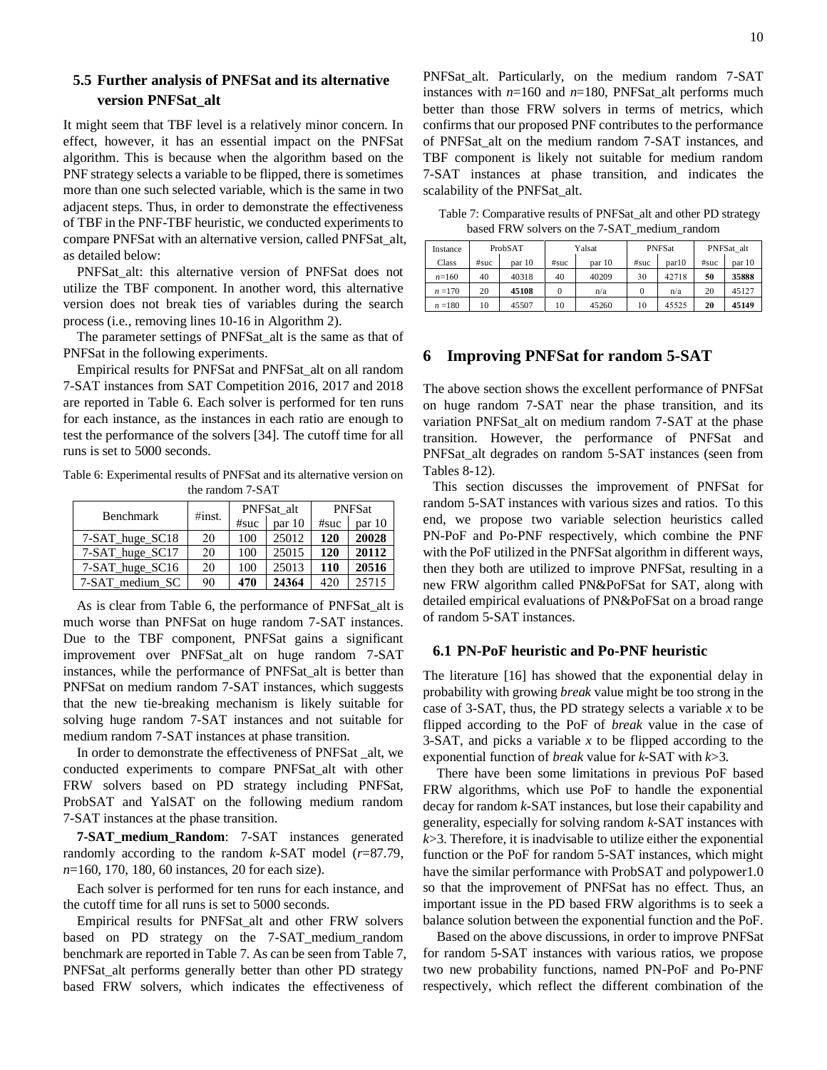### 5.5 Further analysis of PNFSat and its alternative version PNFSat_alt

It might seem that TBF level is a relatively minor concern. In effect, however, it has an essential impact on the PNFSat algorithm. This is because when the algorithm based on the PNF strategy selects a variable to be flipped, there is sometimes more than one such selected variable, which is the same in two adjacent steps. Thus, in order to demonstrate the effectiveness of TBF in the PNF-TBF heuristic, we conducted experiments to compare PNFSat with an alternative version, called PNFSat_alt, as detailed below:

PNFSat_alt: this alternative version of PNFSat does not utilize the TBF component. In another word, this alternative version does not break ties of variables during the search process (i.e., removing lines 10-16 in Algorithm 2).

The parameter settings of PNFSat_alt is the same as that of PNFSat in the following experiments.

Empirical results for PNFSat and PNFSat_alt on all random 7-SAT instances from SAT Competition 2016, 2017 and 2018 are reported in Table 6. Each solver is performed for ten runs for each instance, as the instances in each ratio are enough to test the performance of the solvers [34]. The cutoff time for all runs is set to 5000 seconds.

Table 6: Experimental results of PNFSat and its alternative version on the random 7-SAT

| Benchmark | #inst. | PNFSat_alt | | PNFSat | |
|---|---|---|---|---|---|
| | | #suc | par 10 | #suc | par 10 |
| 7-SAT_huge_SC18 | 20 | 100 | 25012 | **120** | **20028** |
| 7-SAT_huge_SC17 | 20 | 100 | 25015 | **120** | **20112** |
| 7-SAT_huge_SC16 | 20 | 100 | 25013 | **110** | **20516** |
| 7-SAT_medium_SC | 90 | **470** | **24364** | 420 | 25715 |

As is clear from Table 6, the performance of PNFSat_alt is much worse than PNFSat on huge random 7-SAT instances. Due to the TBF component, PNFSat gains a significant improvement over PNFSat_alt on huge random 7-SAT instances, while the performance of PNFSat_alt is better than PNFSat on medium random 7-SAT instances, which suggests that the new tie-breaking mechanism is likely suitable for solving huge random 7-SAT instances and not suitable for medium random 7-SAT instances at phase transition.

In order to demonstrate the effectiveness of PNFSat _alt, we conducted experiments to compare PNFSat_alt with other FRW solvers based on PD strategy including PNFSat, ProbSAT and YalSAT on the following medium random 7-SAT instances at the phase transition.

**7-SAT_medium_Random**: 7-SAT instances generated randomly according to the random *k*-SAT model (*r*=87.79, *n*=160, 170, 180, 60 instances, 20 for each size).

Each solver is performed for ten runs for each instance, and the cutoff time for all runs is set to 5000 seconds.

Empirical results for PNFSat_alt and other FRW solvers based on PD strategy on the 7-SAT_medium_random benchmark are reported in Table 7. As can be seen from Table 7, PNFSat_alt performs generally better than other PD strategy based FRW solvers, which indicates the effectiveness of PNFSat_alt. Particularly, on the medium random 7-SAT instances with *n*=160 and *n*=180, PNFSat_alt performs much better than those FRW solvers in terms of metrics, which confirms that our proposed PNF contributes to the performance of PNFSat_alt on the medium random 7-SAT instances, and TBF component is likely not suitable for medium random 7-SAT instances at phase transition, and indicates the scalability of the PNFSat_alt.

Table 7: Comparative results of PNFSat_alt and other PD strategy based FRW solvers on the 7-SAT_medium_random

| Instance | ProbSAT | | Yalsat | | PNFSat | | PNFSat_alt | |
|---|---|---|---|---|---|---|---|---|
| Class | #suc | par 10 | #suc | par 10 | #suc | par10 | #suc | par 10 |
| *n*=160 | 40 | 40318 | 40 | 40209 | 30 | 42718 | **50** | **35888** |
| *n* =170 | 20 | **45108** | 0 | n/a | 0 | n/a | 20 | 45127 |
| *n* =180 | 10 | 45507 | 10 | 45260 | 10 | 45525 | **20** | **45149** |

## 6 Improving PNFSat for random 5-SAT

The above section shows the excellent performance of PNFSat on huge random 7-SAT near the phase transition, and its variation PNFSat_alt on medium random 7-SAT at the phase transition. However, the performance of PNFSat and PNFSat_alt degrades on random 5-SAT instances (seen from Tables 8-12).

This section discusses the improvement of PNFSat for random 5-SAT instances with various sizes and ratios. To this end, we propose two variable selection heuristics called PN-PoF and Po-PNF respectively, which combine the PNF with the PoF utilized in the PNFSat algorithm in different ways, then they both are utilized to improve PNFSat, resulting in a new FRW algorithm called PN&PoFSat for SAT, along with detailed empirical evaluations of PN&PoFSat on a broad range of random 5-SAT instances.

### 6.1 PN-PoF heuristic and Po-PNF heuristic

The literature [16] has showed that the exponential delay in probability with growing *break* value might be too strong in the case of 3-SAT, thus, the PD strategy selects a variable *x* to be flipped according to the PoF of *break* value in the case of 3-SAT, and picks a variable *x* to be flipped according to the exponential function of *break* value for *k*-SAT with *k*>3.

There have been some limitations in previous PoF based FRW algorithms, which use PoF to handle the exponential decay for random *k*-SAT instances, but lose their capability and generality, especially for solving random *k*-SAT instances with *k*>3. Therefore, it is inadvisable to utilize either the exponential function or the PoF for random 5-SAT instances, which might have the similar performance with ProbSAT and polypower1.0 so that the improvement of PNFSat has no effect. Thus, an important issue in the PD based FRW algorithms is to seek a balance solution between the exponential function and the PoF.

Based on the above discussions, in order to improve PNFSat for random 5-SAT instances with various ratios, we propose two new probability functions, named PN-PoF and Po-PNF respectively, which reflect the different combination of the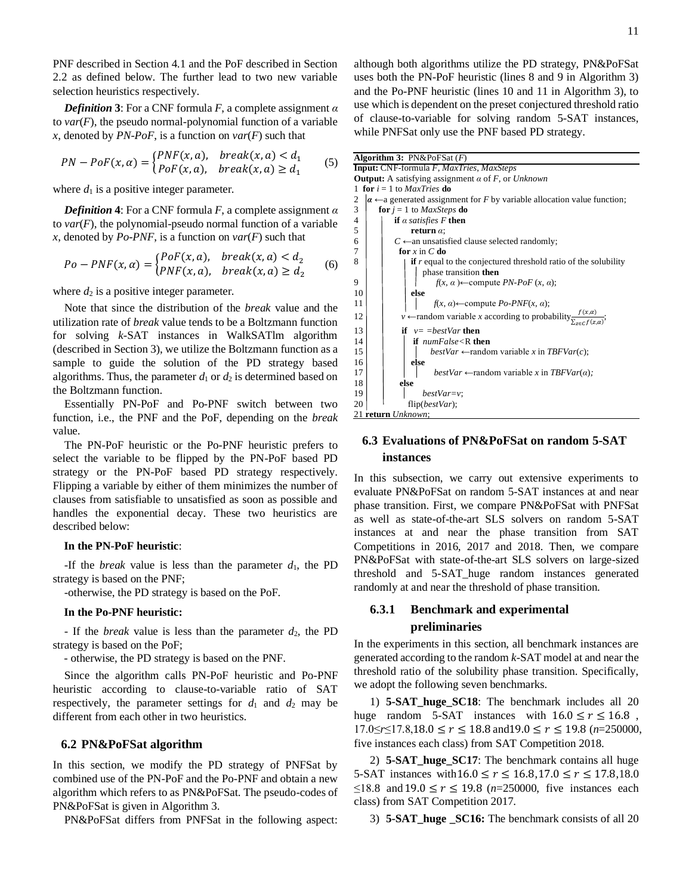PNF described in Section 4.1 and the PoF described in Section 2.2 as defined below. The further lead to two new variable selection heuristics respectively.

***Definition* 3**: For a CNF formula $F$, a complete assignment $\alpha$ to $var(F)$, the pseudo normal-polynomial function of a variable $x$, denoted by *PN-PoF*, is a function on $var(F)$ such that

$$PN-PoF(x,\alpha)=\begin{cases}PNF(x,a), & break(x,a)<d_1\\ PoF(x,a), & break(x,a)\geq d_1\end{cases} \quad (5)$$

where $d_1$ is a positive integer parameter.

***Definition* 4**: For a CNF formula $F$, a complete assignment $\alpha$ to $var(F)$, the polynomial-pseudo normal function of a variable $x$, denoted by *Po-PNF*, is a function on $var(F)$ such that

$$Po-PNF(x,\alpha)=\begin{cases}PoF(x,a), & break(x,a)<d_2\\ PNF(x,a), & break(x,a)\geq d_2\end{cases} \quad (6)$$

where $d_2$ is a positive integer parameter.

Note that since the distribution of the *break* value and the utilization rate of *break* value tends to be a Boltzmann function for solving $k$-SAT instances in WalkSATlm algorithm (described in Section 3), we utilize the Boltzmann function as a sample to guide the solution of the PD strategy based algorithms. Thus, the parameter $d_1$ or $d_2$ is determined based on the Boltzmann function.

Essentially PN-PoF and Po-PNF switch between two function, i.e., the PNF and the PoF, depending on the *break* value.

The PN-PoF heuristic or the Po-PNF heuristic prefers to select the variable to be flipped by the PN-PoF based PD strategy or the PN-PoF based PD strategy respectively. Flipping a variable by either of them minimizes the number of clauses from satisfiable to unsatisfied as soon as possible and handles the exponential decay. These two heuristics are described below:

**In the PN-PoF heuristic**:

-If the *break* value is less than the parameter $d_1$, the PD strategy is based on the PNF;

-otherwise, the PD strategy is based on the PoF.

**In the Po-PNF heuristic:**

- If the *break* value is less than the parameter $d_2$, the PD strategy is based on the PoF;

- otherwise, the PD strategy is based on the PNF.

Since the algorithm calls PN-PoF heuristic and Po-PNF heuristic according to clause-to-variable ratio of SAT respectively, the parameter settings for $d_1$ and $d_2$ may be different from each other in two heuristics.

## 6.2 PN&PoFSat algorithm

In this section, we modify the PD strategy of PNFSat by combined use of the PN-PoF and the Po-PNF and obtain a new algorithm which refers to as PN&PoFSat. The pseudo-codes of PN&PoFSat is given in Algorithm 3.

PN&PoFSat differs from PNFSat in the following aspect: although both algorithms utilize the PD strategy, PN&PoFSat uses both the PN-PoF heuristic (lines 8 and 9 in Algorithm 3) and the Po-PNF heuristic (lines 10 and 11 in Algorithm 3), to use which is dependent on the preset conjectured threshold ratio of clause-to-variable for solving random 5-SAT instances, while PNFSat only use the PNF based PD strategy.

**Algorithm 3:** PN&PoFSat ($F$)
**Input:** CNF-formula $F$, *MaxTries*, *MaxSteps*
**Output:** A satisfying assignment $\alpha$ of $F$, or *Unknown*

```
1  for i = 1 to MaxTries do
2    α ←a generated assignment for F by variable allocation value function;
3    for j = 1 to MaxSteps do
4      if α satisfies F then
5        return α;
6      C ←an unsatisfied clause selected randomly;
7      for x in C do
8        if r equal to the conjectured threshold ratio of the solubility
           phase transition then
9          f(x, α )←compute PN-PoF (x, α);
10       else
11         f(x, α)←compute Po-PNF(x, α);
12     v ←random variable x according to probability f(x,α) / Σ_{z∈C} f(z,α);
13     if  v= =bestVar then
14       if  numFalse<R then
15         bestVar ←random variable x in TBFVar(c);
16       else
17         bestVar ←random variable x in TBFVar(α);
18     else
19       bestVar=v;
20     flip(bestVar);
21 return Unknown;
```

## 6.3 Evaluations of PN&PoFSat on random 5-SAT instances

In this subsection, we carry out extensive experiments to evaluate PN&PoFSat on random 5-SAT instances at and near phase transition. First, we compare PN&PoFSat with PNFSat as well as state-of-the-art SLS solvers on random 5-SAT instances at and near the phase transition from SAT Competitions in 2016, 2017 and 2018. Then, we compare PN&PoFSat with state-of-the-art SLS solvers on large-sized threshold and 5-SAT_huge random instances generated randomly at and near the threshold of phase transition.

### 6.3.1 Benchmark and experimental preliminaries

In the experiments in this section, all benchmark instances are generated according to the random $k$-SAT model at and near the threshold ratio of the solubility phase transition. Specifically, we adopt the following seven benchmarks.

1) **5-SAT_huge_SC18**: The benchmark includes all 20 huge random 5-SAT instances with $16.0 \leq r \leq 16.8$, $17.0 \leq r \leq 17.8$, $18.0 \leq r \leq 18.8$ and $19.0 \leq r \leq 19.8$ ($n$=250000, five instances each class) from SAT Competition 2018.

2) **5-SAT_huge_SC17**: The benchmark contains all huge 5-SAT instances with $16.0 \leq r \leq 16.8$, $17.0 \leq r \leq 17.8$, $18.0 \leq r \leq 18.8$ and $19.0 \leq r \leq 19.8$ ($n$=250000, five instances each class) from SAT Competition 2017.

3) **5-SAT_huge _SC16:** The benchmark consists of all 20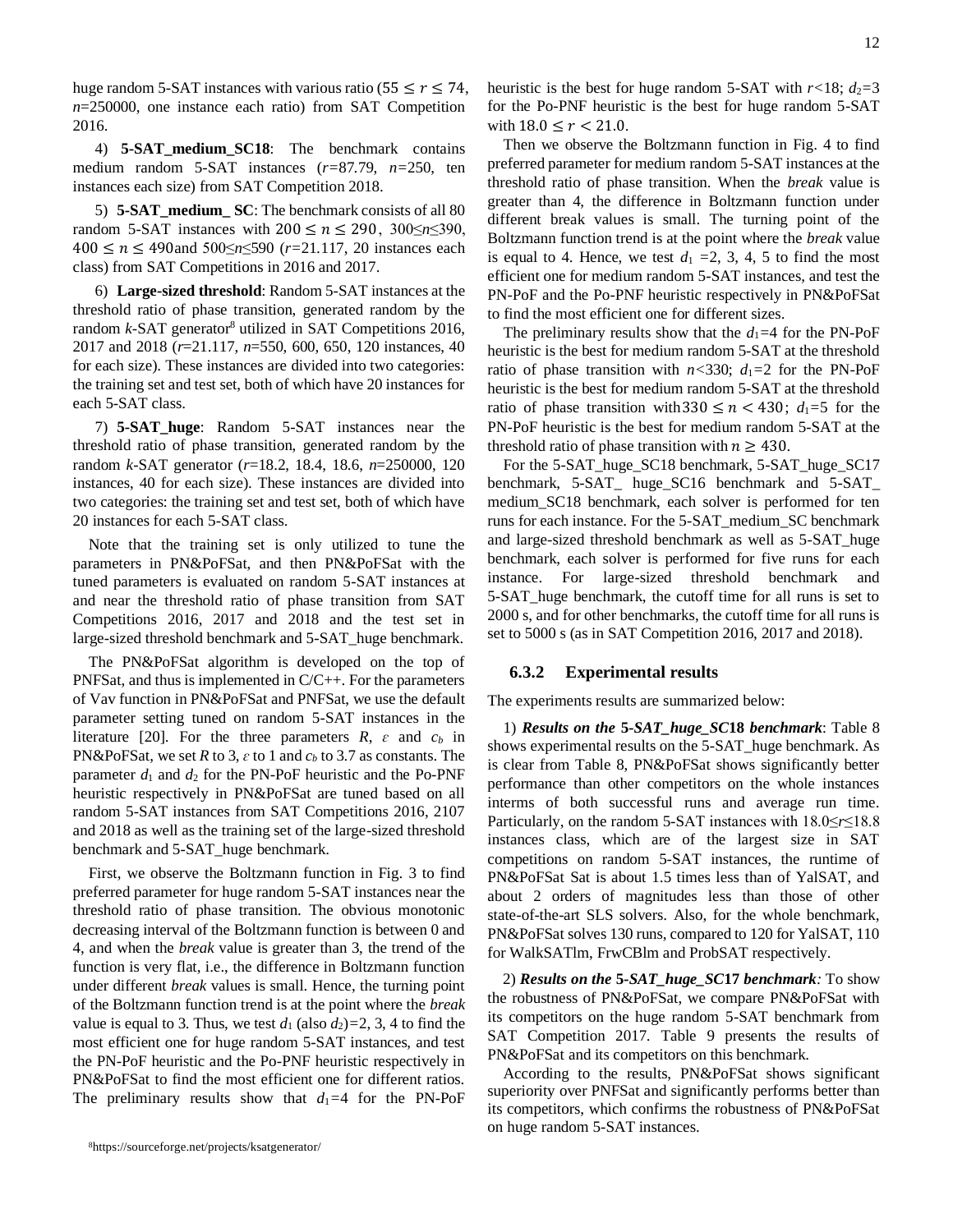huge random 5-SAT instances with various ratio ($55 \leq r \leq 74$, $n$=250000, one instance each ratio) from SAT Competition 2016.

4) **5-SAT_medium_SC18**: The benchmark contains medium random 5-SAT instances ($r$=87.79, $n$=250, ten instances each size) from SAT Competition 2018.

5) **5-SAT_medium_ SC**: The benchmark consists of all 80 random 5-SAT instances with $200 \leq n \leq 290$, $300 \leq n \leq 390$, $400 \leq n \leq 490$and $500 \leq n \leq 590$ ($r$=21.117, 20 instances each class) from SAT Competitions in 2016 and 2017.

6) **Large-sized threshold**: Random 5-SAT instances at the threshold ratio of phase transition, generated random by the random $k$-SAT generator[8] utilized in SAT Competitions 2016, 2017 and 2018 ($r$=21.117, $n$=550, 600, 650, 120 instances, 40 for each size). These instances are divided into two categories: the training set and test set, both of which have 20 instances for each 5-SAT class.

7) **5-SAT_huge**: Random 5-SAT instances near the threshold ratio of phase transition, generated random by the random $k$-SAT generator ($r$=18.2, 18.4, 18.6, $n$=250000, 120 instances, 40 for each size). These instances are divided into two categories: the training set and test set, both of which have 20 instances for each 5-SAT class.

Note that the training set is only utilized to tune the parameters in PN&PoFSat, and then PN&PoFSat with the tuned parameters is evaluated on random 5-SAT instances at and near the threshold ratio of phase transition from SAT Competitions 2016, 2017 and 2018 and the test set in large-sized threshold benchmark and 5-SAT_huge benchmark.

The PN&PoFSat algorithm is developed on the top of PNFSat, and thus is implemented in C/C++. For the parameters of Vav function in PN&PoFSat and PNFSat, we use the default parameter setting tuned on random 5-SAT instances in the literature [20]. For the three parameters $R$, $\varepsilon$ and $c_b$ in PN&PoFSat, we set $R$ to 3, $\varepsilon$ to 1 and $c_b$ to 3.7 as constants. The parameter $d_1$ and $d_2$ for the PN-PoF heuristic and the Po-PNF heuristic respectively in PN&PoFSat are tuned based on all random 5-SAT instances from SAT Competitions 2016, 2107 and 2018 as well as the training set of the large-sized threshold benchmark and 5-SAT_huge benchmark.

First, we observe the Boltzmann function in Fig. 3 to find preferred parameter for huge random 5-SAT instances near the threshold ratio of phase transition. The obvious monotonic decreasing interval of the Boltzmann function is between 0 and 4, and when the *break* value is greater than 3, the trend of the function is very flat, i.e., the difference in Boltzmann function under different *break* values is small. Hence, the turning point of the Boltzmann function trend is at the point where the *break* value is equal to 3. Thus, we test $d_1$ (also $d_2$)=2, 3, 4 to find the most efficient one for huge random 5-SAT instances, and test the PN-PoF heuristic and the Po-PNF heuristic respectively in PN&PoFSat to find the most efficient one for different ratios. The preliminary results show that $d_1$=4 for the PN-PoF heuristic is the best for huge random 5-SAT with $r$<18; $d_2$=3 for the Po-PNF heuristic is the best for huge random 5-SAT with $18.0 \leq r < 21.0$.

Then we observe the Boltzmann function in Fig. 4 to find preferred parameter for medium random 5-SAT instances at the threshold ratio of phase transition. When the *break* value is greater than 4, the difference in Boltzmann function under different break values is small. The turning point of the Boltzmann function trend is at the point where the *break* value is equal to 4. Hence, we test $d_1$ =2, 3, 4, 5 to find the most efficient one for medium random 5-SAT instances, and test the PN-PoF and the Po-PNF heuristic respectively in PN&PoFSat to find the most efficient one for different sizes.

The preliminary results show that the $d_1$=4 for the PN-PoF heuristic is the best for medium random 5-SAT at the threshold ratio of phase transition with $n$<330; $d_1$=2 for the PN-PoF heuristic is the best for medium random 5-SAT at the threshold ratio of phase transition with$330 \leq n < 430$; $d_1$=5 for the PN-PoF heuristic is the best for medium random 5-SAT at the threshold ratio of phase transition with $n \geq 430$.

For the 5-SAT_huge_SC18 benchmark, 5-SAT_huge_SC17 benchmark, 5-SAT_ huge_SC16 benchmark and 5-SAT_ medium_SC18 benchmark, each solver is performed for ten runs for each instance. For the 5-SAT_medium_SC benchmark and large-sized threshold benchmark as well as 5-SAT_huge benchmark, each solver is performed for five runs for each instance. For large-sized threshold benchmark and 5-SAT_huge benchmark, the cutoff time for all runs is set to 2000 s, and for other benchmarks, the cutoff time for all runs is set to 5000 s (as in SAT Competition 2016, 2017 and 2018).

### 6.3.2 Experimental results

The experiments results are summarized below:

1) ***Results on the* 5-*SAT_huge_SC*18 *benchmark***: Table 8 shows experimental results on the 5-SAT_huge benchmark. As is clear from Table 8, PN&PoFSat shows significantly better performance than other competitors on the whole instances interms of both successful runs and average run time. Particularly, on the random 5-SAT instances with $18.0 \leq r \leq 18.8$ instances class, which are of the largest size in SAT competitions on random 5-SAT instances, the runtime of PN&PoFSat Sat is about 1.5 times less than of YalSAT, and about 2 orders of magnitudes less than those of other state-of-the-art SLS solvers. Also, for the whole benchmark, PN&PoFSat solves 130 runs, compared to 120 for YalSAT, 110 for WalkSATlm, FrwCBlm and ProbSAT respectively.

2) ***Results on the* 5-*SAT_huge_SC*17 *benchmark**:* To show the robustness of PN&PoFSat, we compare PN&PoFSat with its competitors on the huge random 5-SAT benchmark from SAT Competition 2017. Table 9 presents the results of PN&PoFSat and its competitors on this benchmark.

According to the results, PN&PoFSat shows significant superiority over PNFSat and significantly performs better than its competitors, which confirms the robustness of PN&PoFSat on huge random 5-SAT instances.

[8]https://sourceforge.net/projects/ksatgenerator/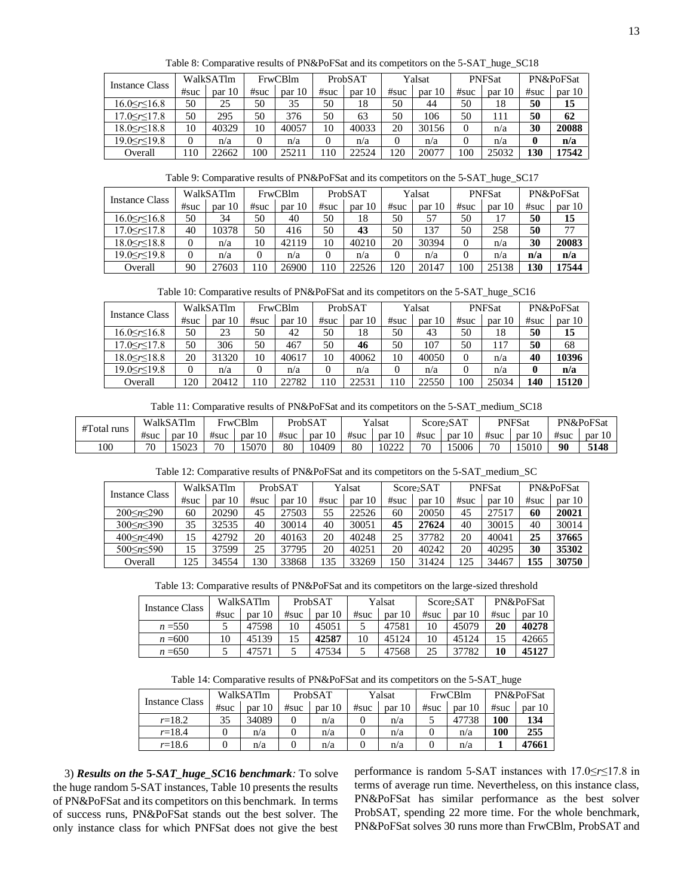Table 8: Comparative results of PN&PoFSat and its competitors on the 5-SAT_huge_SC18

| Instance Class | WalkSATlm | | FrwCBlm | | ProbSAT | | Yalsat | | PNFSat | | PN&PoFSat | |
|---|---|---|---|---|---|---|---|---|---|---|---|---|
| | #suc | par 10 | #suc | par 10 | #suc | par 10 | #suc | par 10 | #suc | par 10 | #suc | par 10 |
| $16.0 \le r \le 16.8$ | 50 | 25 | 50 | 35 | 50 | 18 | 50 | 44 | 50 | 18 | **50** | **15** |
| $17.0 \le r \le 17.8$ | 50 | 295 | 50 | 376 | 50 | 63 | 50 | 106 | 50 | 111 | **50** | **62** |
| $18.0 \le r \le 18.8$ | 10 | 40329 | 10 | 40057 | 10 | 40033 | 20 | 30156 | 0 | n/a | **30** | **20088** |
| $19.0 \le r \le 19.8$ | 0 | n/a | 0 | n/a | 0 | n/a | 0 | n/a | 0 | n/a | **0** | **n/a** |
| Overall | 110 | 22662 | 100 | 25211 | 110 | 22524 | 120 | 20077 | 100 | 25032 | **130** | **17542** |

Table 9: Comparative results of PN&PoFSat and its competitors on the 5-SAT_huge_SC17

| Instance Class | WalkSATlm | | FrwCBlm | | ProbSAT | | Yalsat | | PNFSat | | PN&PoFSat | |
|---|---|---|---|---|---|---|---|---|---|---|---|---|
| | #suc | par 10 | #suc | par 10 | #suc | par 10 | #suc | par 10 | #suc | par 10 | #suc | par 10 |
| $16.0 \le r \le 16.8$ | 50 | 34 | 50 | 40 | 50 | 18 | 50 | 57 | 50 | 17 | **50** | **15** |
| $17.0 \le r \le 17.8$ | 40 | 10378 | 50 | 416 | 50 | **43** | 50 | 137 | 50 | 258 | **50** | 77 |
| $18.0 \le r \le 18.8$ | 0 | n/a | 10 | 42119 | 10 | 40210 | 20 | 30394 | 0 | n/a | **30** | **20083** |
| $19.0 \le r \le 19.8$ | 0 | n/a | 0 | n/a | 0 | n/a | 0 | n/a | 0 | n/a | **n/a** | **n/a** |
| Overall | 90 | 27603 | 110 | 26900 | 110 | 22526 | 120 | 20147 | 100 | 25138 | **130** | **17544** |

Table 10: Comparative results of PN&PoFSat and its competitors on the 5-SAT_huge_SC16

| Instance Class | WalkSATlm | | FrwCBlm | | ProbSAT | | Yalsat | | PNFSat | | PN&PoFSat | |
|---|---|---|---|---|---|---|---|---|---|---|---|---|
| | #suc | par 10 | #suc | par 10 | #suc | par 10 | #suc | par 10 | #suc | par 10 | #suc | par 10 |
| $16.0 \le r \le 16.8$ | 50 | 23 | 50 | 42 | 50 | 18 | 50 | 43 | 50 | 18 | **50** | **15** |
| $17.0 \le r \le 17.8$ | 50 | 306 | 50 | 467 | 50 | **46** | 50 | 107 | 50 | 117 | **50** | 68 |
| $18.0 \le r \le 18.8$ | 20 | 31320 | 10 | 40617 | 10 | 40062 | 10 | 40050 | 0 | n/a | **40** | **10396** |
| $19.0 \le r \le 19.8$ | 0 | n/a | 0 | n/a | 0 | n/a | 0 | n/a | 0 | n/a | **0** | **n/a** |
| Overall | 120 | 20412 | 110 | 22782 | 110 | 22531 | 110 | 22550 | 100 | 25034 | **140** | **15120** |

Table 11: Comparative results of PN&PoFSat and its competitors on the 5-SAT_medium_SC18

| #Total runs | WalkSATlm | | FrwCBlm | | ProbSAT | | Yalsat | | $Score_2SAT$ | | PNFSat | | PN&PoFSat | |
|---|---|---|---|---|---|---|---|---|---|---|---|---|---|---|
| | #suc | par 10 | #suc | par 10 | #suc | par 10 | #suc | par 10 | #suc | par 10 | #suc | par 10 | #suc | par 10 |
| 100 | 70 | 15023 | 70 | 15070 | 80 | 10409 | 80 | 10222 | 70 | 15006 | 70 | 15010 | **90** | **5148** |

Table 12: Comparative results of PN&PoFSat and its competitors on the 5-SAT_medium_SC

| Instance Class | WalkSATlm | | ProbSAT | | Yalsat | | $Score_2SAT$ | | PNFSat | | PN&PoFSat | |
|---|---|---|---|---|---|---|---|---|---|---|---|---|
| | #suc | par 10 | #suc | par 10 | #suc | par 10 | #suc | par 10 | #suc | par 10 | #suc | par 10 |
| $200 \le n \le 290$ | 60 | 20290 | 45 | 27503 | 55 | 22526 | 60 | 20050 | 45 | 27517 | **60** | **20021** |
| $300 \le n \le 390$ | 35 | 32535 | 40 | 30014 | 40 | 30051 | **45** | **27624** | 40 | 30015 | 40 | 30014 |
| $400 \le n \le 490$ | 15 | 42792 | 20 | 40163 | 20 | 40248 | 25 | 37782 | 20 | 40041 | **25** | **37665** |
| $500 \le n \le 590$ | 15 | 37599 | 25 | 37795 | 20 | 40251 | 20 | 40242 | 20 | 40295 | **30** | **35302** |
| Overall | 125 | 34554 | 130 | 33868 | 135 | 33269 | 150 | 31424 | 125 | 34467 | **155** | **30750** |

Table 13: Comparative results of PN&PoFSat and its competitors on the large-sized threshold

| Instance Class | WalkSATlm | | ProbSAT | | Yalsat | | $Score_2SAT$ | | PN&PoFSat | |
|---|---|---|---|---|---|---|---|---|---|---|
| | #suc | par 10 | #suc | par 10 | #suc | par 10 | #suc | par 10 | #suc | par 10 |
| $n = 550$ | 5 | 47598 | 10 | 45051 | 5 | 47581 | 10 | 45079 | **20** | **40278** |
| $n = 600$ | 10 | 45139 | 15 | **42587** | 10 | 45124 | 10 | 45124 | 15 | 42665 |
| $n = 650$ | 5 | 47571 | 5 | 47534 | 5 | 47568 | 25 | 37782 | **10** | **45127** |

Table 14: Comparative results of PN&PoFSat and its competitors on the 5-SAT_huge

| Instance Class | WalkSATlm | | ProbSAT | | Yalsat | | FrwCBlm | | PN&PoFSat | |
|---|---|---|---|---|---|---|---|---|---|---|
| | #suc | par 10 | #suc | par 10 | #suc | par 10 | #suc | par 10 | #suc | par 10 |
| $r = 18.2$ | 35 | 34089 | 0 | n/a | 0 | n/a | 5 | 47738 | **100** | **134** |
| $r = 18.4$ | 0 | n/a | 0 | n/a | 0 | n/a | 0 | n/a | **100** | **255** |
| $r = 18.6$ | 0 | n/a | 0 | n/a | 0 | n/a | 0 | n/a | **1** | **47661** |

3) ***Results on the* 5*-SAT_huge_SC*16 *benchmark:*** To solve the huge random 5-SAT instances, Table 10 presents the results of PN&PoFSat and its competitors on this benchmark. In terms of success runs, PN&PoFSat stands out the best solver. The only instance class for which PNFSat does not give the best performance is random 5-SAT instances with $17.0 \le r \le 17.8$ in terms of average run time. Nevertheless, on this instance class, PN&PoFSat has similar performance as the best solver ProbSAT, spending 22 more time. For the whole benchmark, PN&PoFSat solves 30 runs more than FrwCBlm, ProbSAT and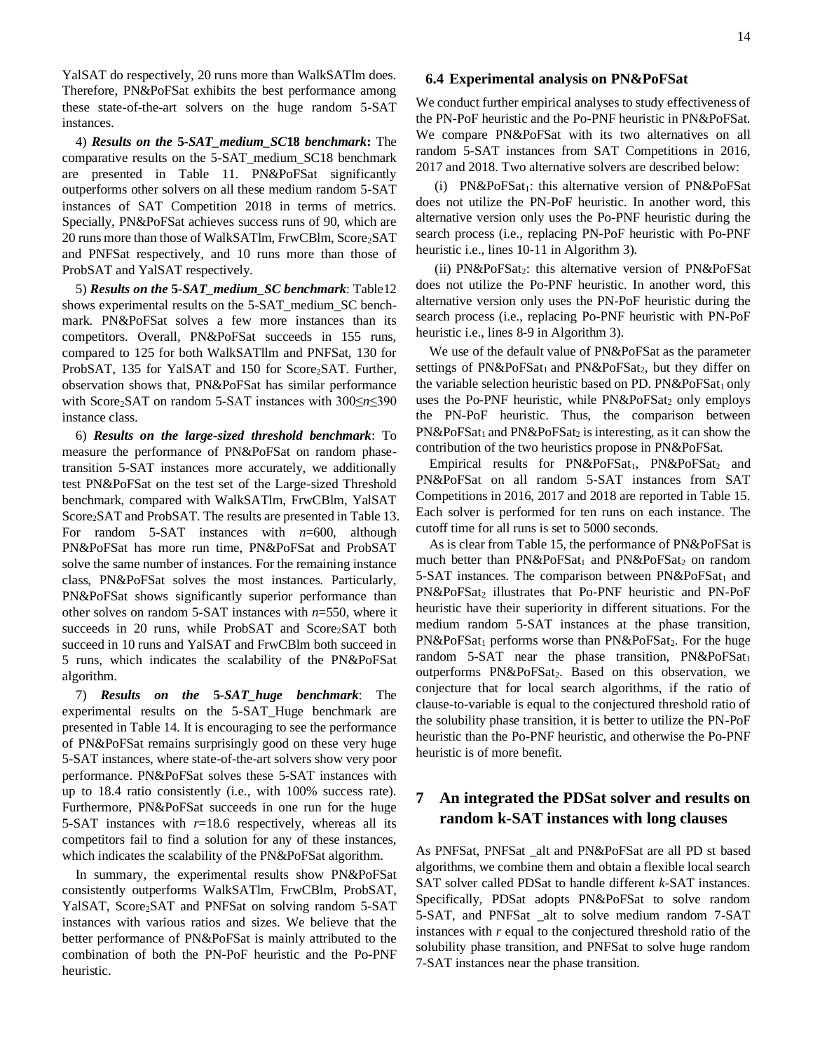YalSAT do respectively, 20 runs more than WalkSATlm does. Therefore, PN&PoFSat exhibits the best performance among these state-of-the-art solvers on the huge random 5-SAT instances.

4) ***Results on the*** **5-*SAT_medium_SC*18** ***benchmark*:** The comparative results on the 5-SAT_medium_SC18 benchmark are presented in Table 11. PN&PoFSat significantly outperforms other solvers on all these medium random 5-SAT instances of SAT Competition 2018 in terms of metrics. Specially, PN&PoFSat achieves success runs of 90, which are 20 runs more than those of WalkSATlm, FrwCBlm, $Score_2SAT$ and PNFSat respectively, and 10 runs more than those of ProbSAT and YalSAT respectively.

5) ***Results on the*** **5-*SAT_medium_SC benchmark***: Table12 shows experimental results on the 5-SAT_medium_SC benchmark. PN&PoFSat solves a few more instances than its competitors. Overall, PN&PoFSat succeeds in 155 runs, compared to 125 for both WalkSATllm and PNFSat, 130 for ProbSAT, 135 for YalSAT and 150 for $Score_2SAT$. Further, observation shows that, PN&PoFSat has similar performance with $Score_2SAT$ on random 5-SAT instances with $300 \leq n \leq 390$ instance class.

6) ***Results on the large-sized threshold benchmark***: To measure the performance of PN&PoFSat on random phase-transition 5-SAT instances more accurately, we additionally test PN&PoFSat on the test set of the Large-sized Threshold benchmark, compared with WalkSATlm, FrwCBlm, YalSAT $Score_2SAT$ and ProbSAT. The results are presented in Table 13. For random 5-SAT instances with $n$=600, although PN&PoFSat has more run time, PN&PoFSat and ProbSAT solve the same number of instances. For the remaining instance class, PN&PoFSat solves the most instances. Particularly, PN&PoFSat shows significantly superior performance than other solves on random 5-SAT instances with $n$=550, where it succeeds in 20 runs, while ProbSAT and $Score_2SAT$ both succeed in 10 runs and YalSAT and FrwCBlm both succeed in 5 runs, which indicates the scalability of the PN&PoFSat algorithm.

7) ***Results on the*** **5-*SAT_huge benchmark***: The experimental results on the 5-SAT_Huge benchmark are presented in Table 14. It is encouraging to see the performance of PN&PoFSat remains surprisingly good on these very huge 5-SAT instances, where state-of-the-art solvers show very poor performance. PN&PoFSat solves these 5-SAT instances with up to 18.4 ratio consistently (i.e., with 100% success rate). Furthermore, PN&PoFSat succeeds in one run for the huge 5-SAT instances with $r$=18.6 respectively, whereas all its competitors fail to find a solution for any of these instances, which indicates the scalability of the PN&PoFSat algorithm.

In summary, the experimental results show PN&PoFSat consistently outperforms WalkSATlm, FrwCBlm, ProbSAT, YalSAT, $Score_2SAT$ and PNFSat on solving random 5-SAT instances with various ratios and sizes. We believe that the better performance of PN&PoFSat is mainly attributed to the combination of both the PN-PoF heuristic and the Po-PNF heuristic.

### 6.4 Experimental analysis on PN&PoFSat

We conduct further empirical analyses to study effectiveness of the PN-PoF heuristic and the Po-PNF heuristic in PN&PoFSat. We compare PN&PoFSat with its two alternatives on all random 5-SAT instances from SAT Competitions in 2016, 2017 and 2018. Two alternative solvers are described below:

(i) $PN\&PoFSat_1$: this alternative version of PN&PoFSat does not utilize the PN-PoF heuristic. In another word, this alternative version only uses the Po-PNF heuristic during the search process (i.e., replacing PN-PoF heuristic with Po-PNF heuristic i.e., lines 10-11 in Algorithm 3).

(ii) $PN\&PoFSat_2$: this alternative version of PN&PoFSat does not utilize the Po-PNF heuristic. In another word, this alternative version only uses the PN-PoF heuristic during the search process (i.e., replacing Po-PNF heuristic with PN-PoF heuristic i.e., lines 8-9 in Algorithm 3).

We use of the default value of PN&PoFSat as the parameter settings of $PN\&PoFSat_1$ and $PN\&PoFSat_2$, but they differ on the variable selection heuristic based on PD. $PN\&PoFSat_1$ only uses the Po-PNF heuristic, while $PN\&PoFSat_2$ only employs the PN-PoF heuristic. Thus, the comparison between $PN\&PoFSat_1$ and $PN\&PoFSat_2$ is interesting, as it can show the contribution of the two heuristics propose in PN&PoFSat.

Empirical results for $PN\&PoFSat_1$, $PN\&PoFSat_2$ and PN&PoFSat on all random 5-SAT instances from SAT Competitions in 2016, 2017 and 2018 are reported in Table 15. Each solver is performed for ten runs on each instance. The cutoff time for all runs is set to 5000 seconds.

As is clear from Table 15, the performance of PN&PoFSat is much better than $PN\&PoFSat_1$ and $PN\&PoFSat_2$ on random 5-SAT instances. The comparison between $PN\&PoFSat_1$ and $PN\&PoFSat_2$ illustrates that Po-PNF heuristic and PN-PoF heuristic have their superiority in different situations. For the medium random 5-SAT instances at the phase transition, $PN\&PoFSat_1$ performs worse than $PN\&PoFSat_2$. For the huge random 5-SAT near the phase transition, $PN\&PoFSat_1$ outperforms $PN\&PoFSat_2$. Based on this observation, we conjecture that for local search algorithms, if the ratio of clause-to-variable is equal to the conjectured threshold ratio of the solubility phase transition, it is better to utilize the PN-PoF heuristic than the Po-PNF heuristic, and otherwise the Po-PNF heuristic is of more benefit.

## 7 An integrated the PDSat solver and results on random k-SAT instances with long clauses

As PNFSat, PNFSat _alt and PN&PoFSat are all PD st based algorithms, we combine them and obtain a flexible local search SAT solver called PDSat to handle different $k$-SAT instances. Specifically, PDSat adopts PN&PoFSat to solve random 5-SAT, and PNFSat _alt to solve medium random 7-SAT instances with $r$ equal to the conjectured threshold ratio of the solubility phase transition, and PNFSat to solve huge random 7-SAT instances near the phase transition.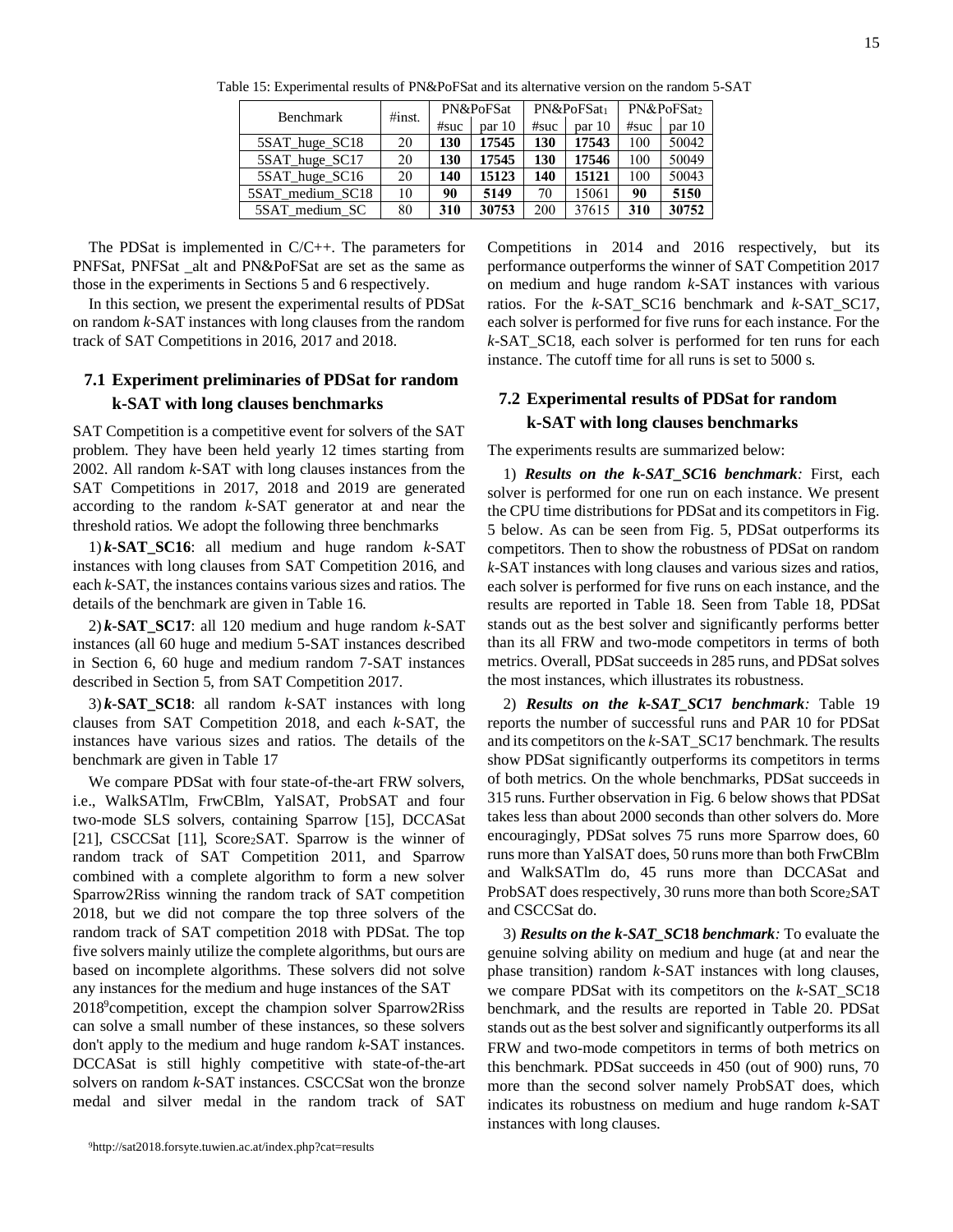Table 15: Experimental results of PN&PoFSat and its alternative version on the random 5-SAT

| Benchmark | #inst. | PN&PoFSat | | PN&PoFSat$_1$ | | PN&PoFSat$_2$ | |
|---|---|---|---|---|---|---|---|
| | | #suc | par 10 | #suc | par 10 | #suc | par 10 |
| 5SAT_huge_SC18 | 20 | **130** | **17545** | **130** | **17543** | 100 | 50042 |
| 5SAT_huge_SC17 | 20 | **130** | **17545** | **130** | **17546** | 100 | 50049 |
| 5SAT_huge_SC16 | 20 | **140** | **15123** | **140** | **15121** | 100 | 50043 |
| 5SAT_medium_SC18 | 10 | **90** | **5149** | 70 | 15061 | **90** | **5150** |
| 5SAT_medium_SC | 80 | **310** | **30753** | 200 | 37615 | **310** | **30752** |

The PDSat is implemented in C/C++. The parameters for PNFSat, PNFSat _alt and PN&PoFSat are set as the same as those in the experiments in Sections 5 and 6 respectively.

In this section, we present the experimental results of PDSat on random *k*-SAT instances with long clauses from the random track of SAT Competitions in 2016, 2017 and 2018.

### 7.1 Experiment preliminaries of PDSat for random k-SAT with long clauses benchmarks

SAT Competition is a competitive event for solvers of the SAT problem. They have been held yearly 12 times starting from 2002. All random *k*-SAT with long clauses instances from the SAT Competitions in 2017, 2018 and 2019 are generated according to the random *k*-SAT generator at and near the threshold ratios. We adopt the following three benchmarks

1) ***k*-SAT_SC16**: all medium and huge random *k*-SAT instances with long clauses from SAT Competition 2016, and each *k*-SAT, the instances contains various sizes and ratios. The details of the benchmark are given in Table 16.

2) ***k*-SAT_SC17**: all 120 medium and huge random *k*-SAT instances (all 60 huge and medium 5-SAT instances described in Section 6, 60 huge and medium random 7-SAT instances described in Section 5, from SAT Competition 2017.

3) ***k*-SAT_SC18**: all random *k*-SAT instances with long clauses from SAT Competition 2018, and each *k*-SAT, the instances have various sizes and ratios. The details of the benchmark are given in Table 17

We compare PDSat with four state-of-the-art FRW solvers, i.e., WalkSATlm, FrwCBlm, YalSAT, ProbSAT and four two-mode SLS solvers, containing Sparrow [15], DCCASat [21], CSCCSat [11], Score$_2$SAT. Sparrow is the winner of random track of SAT Competition 2011, and Sparrow combined with a complete algorithm to form a new solver Sparrow2Riss winning the random track of SAT competition 2018, but we did not compare the top three solvers of the random track of SAT competition 2018 with PDSat. The top five solvers mainly utilize the complete algorithms, but ours are based on incomplete algorithms. These solvers did not solve any instances for the medium and huge instances of the SAT 2018[9]competition, except the champion solver Sparrow2Riss can solve a small number of these instances, so these solvers don't apply to the medium and huge random *k*-SAT instances. DCCASat is still highly competitive with state-of-the-art solvers on random *k*-SAT instances. CSCCSat won the bronze medal and silver medal in the random track of SAT Competitions in 2014 and 2016 respectively, but its performance outperforms the winner of SAT Competition 2017 on medium and huge random *k*-SAT instances with various ratios. For the *k*-SAT_SC16 benchmark and *k*-SAT_SC17, each solver is performed for five runs for each instance. For the *k*-SAT_SC18, each solver is performed for ten runs for each instance. The cutoff time for all runs is set to 5000 s.

### 7.2 Experimental results of PDSat for random k-SAT with long clauses benchmarks

The experiments results are summarized below:

1) ***Results on the k-SAT_SC*16 *benchmark*:** First, each solver is performed for one run on each instance. We present the CPU time distributions for PDSat and its competitors in Fig. 5 below. As can be seen from Fig. 5, PDSat outperforms its competitors. Then to show the robustness of PDSat on random *k*-SAT instances with long clauses and various sizes and ratios, each solver is performed for five runs on each instance, and the results are reported in Table 18. Seen from Table 18, PDSat stands out as the best solver and significantly performs better than its all FRW and two-mode competitors in terms of both metrics. Overall, PDSat succeeds in 285 runs, and PDSat solves the most instances, which illustrates its robustness.

2) ***Results on the k-SAT_SC*17 *benchmark*:** Table 19 reports the number of successful runs and PAR 10 for PDSat and its competitors on the *k*-SAT_SC17 benchmark. The results show PDSat significantly outperforms its competitors in terms of both metrics. On the whole benchmarks, PDSat succeeds in 315 runs. Further observation in Fig. 6 below shows that PDSat takes less than about 2000 seconds than other solvers do. More encouragingly, PDSat solves 75 runs more Sparrow does, 60 runs more than YalSAT does, 50 runs more than both FrwCBlm and WalkSATlm do, 45 runs more than DCCASat and ProbSAT does respectively, 30 runs more than both Score$_2$SAT and CSCCSat do.

3) ***Results on the k-SAT_SC*18 *benchmark*:** To evaluate the genuine solving ability on medium and huge (at and near the phase transition) random *k*-SAT instances with long clauses, we compare PDSat with its competitors on the *k*-SAT_SC18 benchmark, and the results are reported in Table 20. PDSat stands out as the best solver and significantly outperforms its all FRW and two-mode competitors in terms of both metrics on this benchmark. PDSat succeeds in 450 (out of 900) runs, 70 more than the second solver namely ProbSAT does, which indicates its robustness on medium and huge random *k*-SAT instances with long clauses.

[9]http://sat2018.forsyte.tuwien.ac.at/index.php?cat=results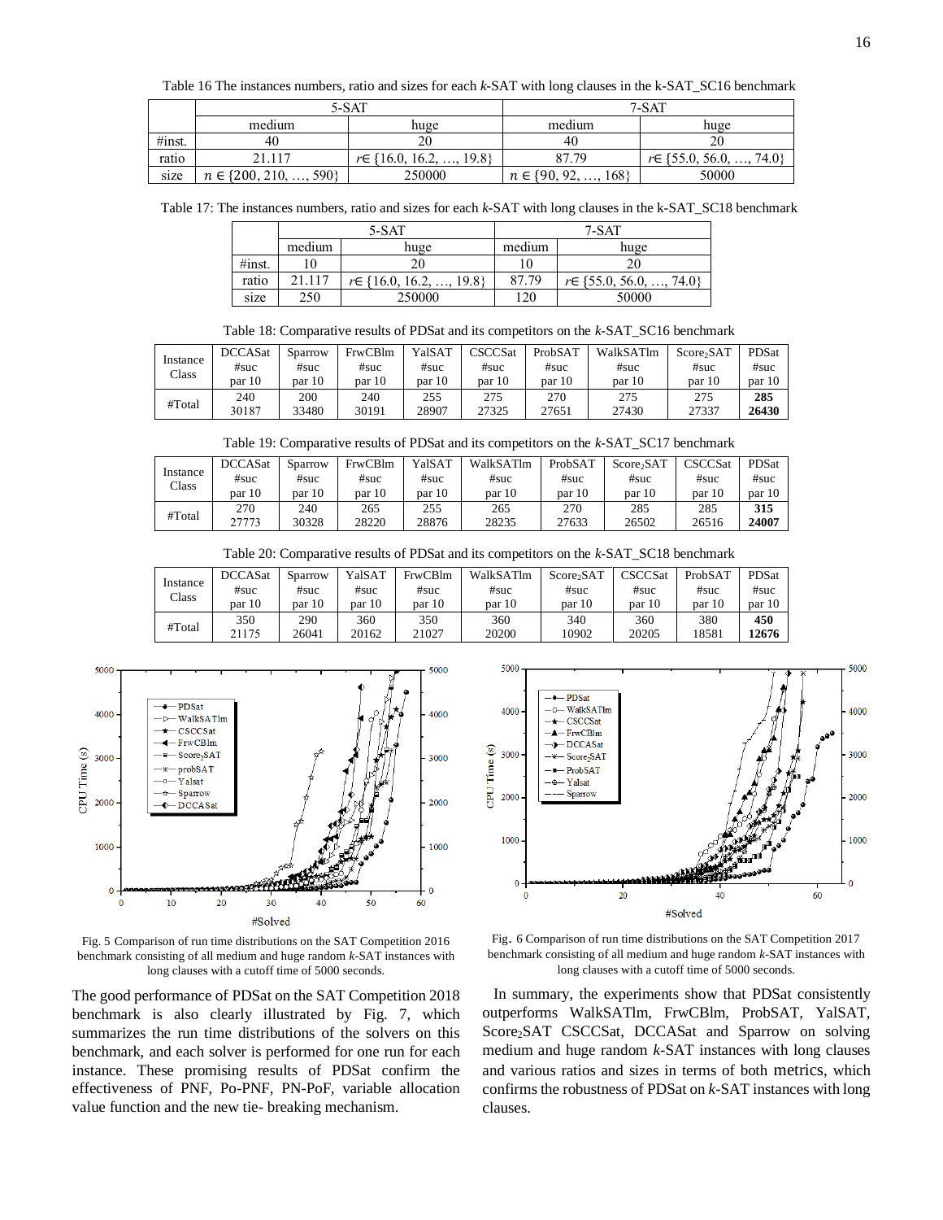Table 16 The instances numbers, ratio and sizes for each *k*-SAT with long clauses in the k-SAT_SC16 benchmark

| | 5-SAT | | 7-SAT | |
|---|---|---|---|---|
| | medium | huge | medium | huge |
| #inst. | 40 | 20 | 40 | 20 |
| ratio | 21.117 | $r \in \{16.0, 16.2, \ldots, 19.8\}$ | 87.79 | $r \in \{55.0, 56.0, \ldots, 74.0\}$ |
| size | $n \in \{200, 210, \ldots, 590\}$ | 250000 | $n \in \{90, 92, \ldots, 168\}$ | 50000 |

Table 17: The instances numbers, ratio and sizes for each *k*-SAT with long clauses in the k-SAT_SC18 benchmark

| | 5-SAT | | 7-SAT | |
|---|---|---|---|---|
| | medium | huge | medium | huge |
| #inst. | 10 | 20 | 10 | 20 |
| ratio | 21.117 | $r \in \{16.0, 16.2, \ldots, 19.8\}$ | 87.79 | $r \in \{55.0, 56.0, \ldots, 74.0\}$ |
| size | 250 | 250000 | 120 | 50000 |

Table 18: Comparative results of PDSat and its competitors on the *k*-SAT_SC16 benchmark

| Instance Class | DCCASat #suc par 10 | Sparrow #suc par 10 | FrwCBlm #suc par 10 | YalSAT #suc par 10 | CSCCSat #suc par 10 | ProbSAT #suc par 10 | WalkSATlm #suc par 10 | Score$_2$SAT #suc par 10 | PDSat #suc par 10 |
|---|---|---|---|---|---|---|---|---|---|
| #Total | 240<br>30187 | 200<br>33480 | 240<br>30191 | 255<br>28907 | 275<br>27325 | 270<br>27651 | 275<br>27430 | 275<br>27337 | **285**<br>**26430** |

Table 19: Comparative results of PDSat and its competitors on the *k*-SAT_SC17 benchmark

| Instance Class | DCCASat #suc par 10 | Sparrow #suc par 10 | FrwCBlm #suc par 10 | YalSAT #suc par 10 | WalkSATlm #suc par 10 | ProbSAT #suc par 10 | Score$_2$SAT #suc par 10 | CSCCSat #suc par 10 | PDSat #suc par 10 |
|---|---|---|---|---|---|---|---|---|---|
| #Total | 270<br>27773 | 240<br>30328 | 265<br>28220 | 255<br>28876 | 265<br>28235 | 270<br>27633 | 285<br>26502 | 285<br>26516 | **315**<br>**24007** |

Table 20: Comparative results of PDSat and its competitors on the *k*-SAT_SC18 benchmark

| Instance Class | DCCASat #suc par 10 | Sparrow #suc par 10 | YalSAT #suc par 10 | FrwCBlm #suc par 10 | WalkSATlm #suc par 10 | Score$_2$SAT #suc par 10 | CSCCSat #suc par 10 | ProbSAT #suc par 10 | PDSat #suc par 10 |
|---|---|---|---|---|---|---|---|---|---|
| #Total | 350<br>21175 | 290<br>26041 | 360<br>20162 | 350<br>21027 | 360<br>20200 | 340<br>10902 | 360<br>20205 | 380<br>18581 | **450**<br>**12676** |

Fig. 5 Comparison of run time distributions on the SAT Competition 2016 benchmark consisting of all medium and huge random *k*-SAT instances with long clauses with a cutoff time of 5000 seconds.

Fig. 6 Comparison of run time distributions on the SAT Competition 2017 benchmark consisting of all medium and huge random *k*-SAT instances with long clauses with a cutoff time of 5000 seconds.

The good performance of PDSat on the SAT Competition 2018 benchmark is also clearly illustrated by Fig. 7, which summarizes the run time distributions of the solvers on this benchmark, and each solver is performed for one run for each instance. These promising results of PDSat confirm the effectiveness of PNF, Po-PNF, PN-PoF, variable allocation value function and the new tie- breaking mechanism.

In summary, the experiments show that PDSat consistently outperforms WalkSATlm, FrwCBlm, ProbSAT, YalSAT, Score$_2$SAT CSCCSat, DCCASat and Sparrow on solving medium and huge random *k*-SAT instances with long clauses and various ratios and sizes in terms of both metrics, which confirms the robustness of PDSat on *k*-SAT instances with long clauses.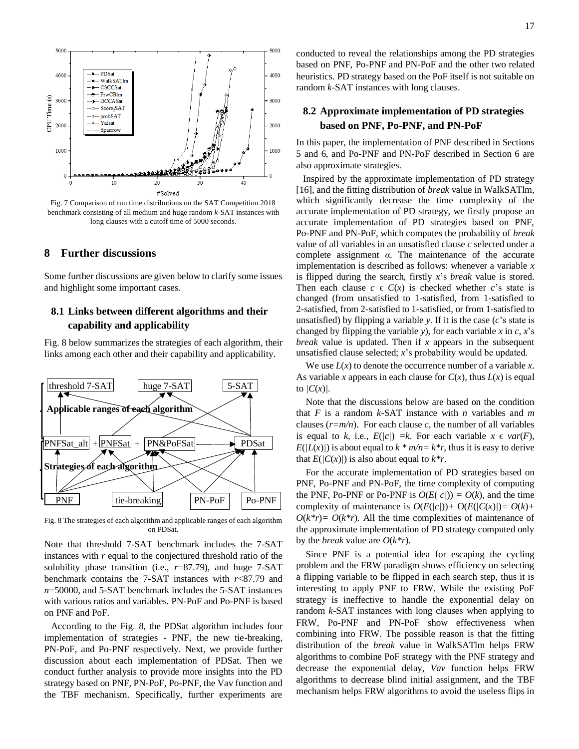5000

4000

3000

2000

1000

0

CPU Time (s)

0 10 20 30 40

#Solved

PDSat
WalkSATlm
CSCCSat
FrwCBlm
DCCASat
Score₂SAT
probSAT
Yalsat
Sparrow

Fig. 7 Comparison of run time distributions on the SAT Competition 2018 benchmark consisting of all medium and huge random *k*-SAT instances with long clauses with a cutoff time of 5000 seconds.

## 8 Further discussions

Some further discussions are given below to clarify some issues and highlight some important cases.

### 8.1 Links between different algorithms and their capability and applicability

Fig. 8 below summarizes the strategies of each algorithm, their links among each other and their capability and applicability.

threshold 7-SAT
huge 7-SAT
5-SAT
Applicable ranges of each algorithm
PNFSat_alt + PNFSat + PN&PoFSat
PDSat
Strategies of each algorithm
PNF
tie-breaking
PN-PoF
Po-PNF

Fig. 8 The strategies of each algorithm and applicable ranges of each algorithm on PDSat.

Note that threshold 7-SAT benchmark includes the 7-SAT instances with *r* equal to the conjectured threshold ratio of the solubility phase transition (i.e., *r*=87.79), and huge 7-SAT benchmark contains the 7-SAT instances with *r*<87.79 and *n*=50000, and 5-SAT benchmark includes the 5-SAT instances with various ratios and variables. PN-PoF and Po-PNF is based on PNF and PoF.

According to the Fig. 8, the PDSat algorithm includes four implementation of strategies - PNF, the new tie-breaking, PN-PoF, and Po-PNF respectively. Next, we provide further discussion about each implementation of PDSat. Then we conduct further analysis to provide more insights into the PD strategy based on PNF, PN-PoF, Po-PNF, the Vav function and the TBF mechanism. Specifically, further experiments are conducted to reveal the relationships among the PD strategies based on PNF, Po-PNF and PN-PoF and the other two related heuristics. PD strategy based on the PoF itself is not suitable on random *k*-SAT instances with long clauses.

### 8.2 Approximate implementation of PD strategies based on PNF, Po-PNF, and PN-PoF

In this paper, the implementation of PNF described in Sections 5 and 6, and Po-PNF and PN-PoF described in Section 6 are also approximate strategies.

Inspired by the approximate implementation of PD strategy [16], and the fitting distribution of *break* value in WalkSATlm, which significantly decrease the time complexity of the accurate implementation of PD strategy, we firstly propose an accurate implementation of PD strategies based on PNF, Po-PNF and PN-PoF, which computes the probability of *break* value of all variables in an unsatisfied clause *c* selected under a complete assignment *α*. The maintenance of the accurate implementation is described as follows: whenever a variable *x* is flipped during the search, firstly *x*'s *break* value is stored. Then each clause $c \in C(x)$ is checked whether *c*'s state is changed (from unsatisfied to 1-satisfied, from 1-satisfied to 2-satisfied, from 2-satisfied to 1-satisfied, or from 1-satisfied to unsatisfied) by flipping a variable *y*. If it is the case (*c*'s state is changed by flipping the variable *y*), for each variable *x* in *c*, *x*'s *break* value is updated. Then if *x* appears in the subsequent unsatisfied clause selected; *x*'s probability would be updated.

We use $L(x)$ to denote the occurrence number of a variable *x*. As variable *x* appears in each clause for $C(x)$, thus $L(x)$ is equal to $|C(x)|$.

Note that the discussions below are based on the condition that *F* is a random *k*-SAT instance with *n* variables and *m* clauses ($r=m/n$). For each clause *c*, the number of all variables is equal to *k*, i.e., $E(|c|) = k$. For each variable $x \in var(F)$, $E(|L(x)|)$ is about equal to $k * m/n = k*r$, thus it is easy to derive that $E(|C(x)|)$ is also about equal to $k*r$.

For the accurate implementation of PD strategies based on PNF, Po-PNF and PN-PoF, the time complexity of computing the PNF, Po-PNF or Po-PNF is $O(E(|c|)) = O(k)$, and the time complexity of maintenance is $O(E(|c|)) + O(E(|C(x)|)) = O(k) + O(k*r) = O(k*r)$. All the time complexities of maintenance of the approximate implementation of PD strategy computed only by the *break* value are $O(k*r)$.

Since PNF is a potential idea for escaping the cycling problem and the FRW paradigm shows efficiency on selecting a flipping variable to be flipped in each search step, thus it is interesting to apply PNF to FRW. While the existing PoF strategy is ineffective to handle the exponential delay on random *k*-SAT instances with long clauses when applying to FRW, Po-PNF and PN-PoF show effectiveness when combining into FRW. The possible reason is that the fitting distribution of the *break* value in WalkSATlm helps FRW algorithms to combine PoF strategy with the PNF strategy and decrease the exponential delay, *Vav* function helps FRW algorithms to decrease blind initial assignment, and the TBF mechanism helps FRW algorithms to avoid the useless flips in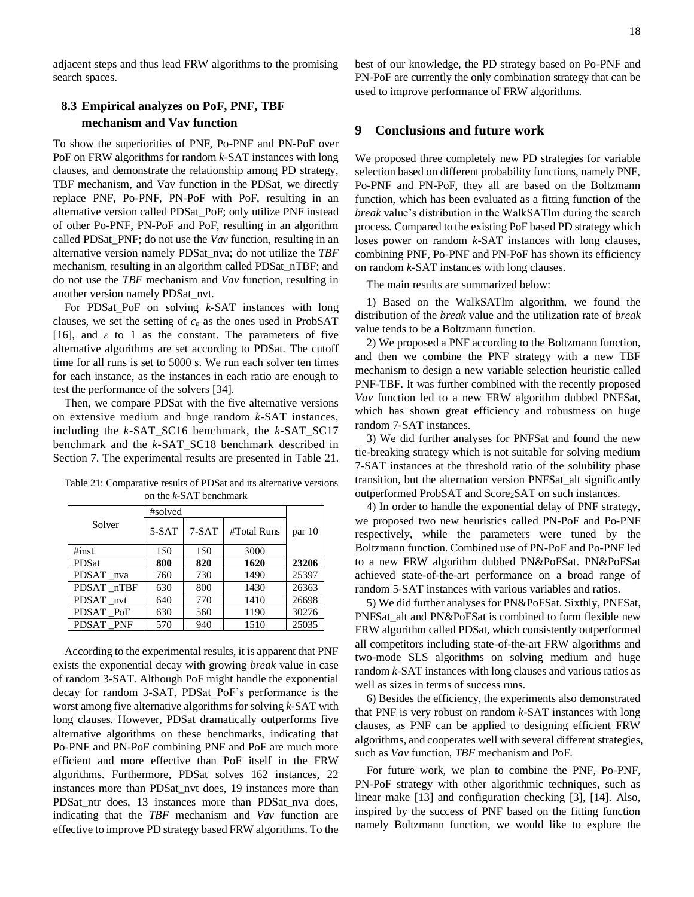adjacent steps and thus lead FRW algorithms to the promising search spaces.

## 8.3 Empirical analyzes on PoF, PNF, TBF mechanism and Vav function

To show the superiorities of PNF, Po-PNF and PN-PoF over PoF on FRW algorithms for random *k*-SAT instances with long clauses, and demonstrate the relationship among PD strategy, TBF mechanism, and Vav function in the PDSat, we directly replace PNF, Po-PNF, PN-PoF with PoF, resulting in an alternative version called PDSat_PoF; only utilize PNF instead of other Po-PNF, PN-PoF and PoF, resulting in an algorithm called PDSat_PNF; do not use the *Vav* function, resulting in an alternative version namely PDSat_nva; do not utilize the *TBF* mechanism, resulting in an algorithm called PDSat_nTBF; and do not use the *TBF* mechanism and *Vav* function, resulting in another version namely PDSat_nvt.

For PDSat_PoF on solving *k*-SAT instances with long clauses, we set the setting of $c_b$ as the ones used in ProbSAT [16], and $\varepsilon$ to 1 as the constant. The parameters of five alternative algorithms are set according to PDSat. The cutoff time for all runs is set to 5000 s. We run each solver ten times for each instance, as the instances in each ratio are enough to test the performance of the solvers [34].

Then, we compare PDSat with the five alternative versions on extensive medium and huge random *k*-SAT instances, including the *k*-SAT_SC16 benchmark, the *k*-SAT_SC17 benchmark and the *k*-SAT_SC18 benchmark described in Section 7. The experimental results are presented in Table 21.

Table 21: Comparative results of PDSat and its alternative versions on the *k*-SAT benchmark

| Solver | #solved | | | par 10 |
|---|---|---|---|---|
| | 5-SAT | 7-SAT | #Total Runs | |
| #inst. | 150 | 150 | 3000 | |
| PDSat | **800** | **820** | **1620** | **23206** |
| PDSAT _nva | 760 | 730 | 1490 | 25397 |
| PDSAT _nTBF | 630 | 800 | 1430 | 26363 |
| PDSAT _nvt | 640 | 770 | 1410 | 26698 |
| PDSAT _PoF | 630 | 560 | 1190 | 30276 |
| PDSAT _PNF | 570 | 940 | 1510 | 25035 |

According to the experimental results, it is apparent that PNF exists the exponential decay with growing *break* value in case of random 3-SAT. Although PoF might handle the exponential decay for random 3-SAT, PDSat_PoF's performance is the worst among five alternative algorithms for solving *k*-SAT with long clauses. However, PDSat dramatically outperforms five alternative algorithms on these benchmarks, indicating that Po-PNF and PN-PoF combining PNF and PoF are much more efficient and more effective than PoF itself in the FRW algorithms. Furthermore, PDSat solves 162 instances, 22 instances more than PDSat_nvt does, 19 instances more than PDSat_ntr does, 13 instances more than PDSat_nva does, indicating that the *TBF* mechanism and *Vav* function are effective to improve PD strategy based FRW algorithms. To the best of our knowledge, the PD strategy based on Po-PNF and PN-PoF are currently the only combination strategy that can be used to improve performance of FRW algorithms.

# 9 Conclusions and future work

We proposed three completely new PD strategies for variable selection based on different probability functions, namely PNF, Po-PNF and PN-PoF, they all are based on the Boltzmann function, which has been evaluated as a fitting function of the *break* value's distribution in the WalkSATlm during the search process. Compared to the existing PoF based PD strategy which loses power on random *k*-SAT instances with long clauses, combining PNF, Po-PNF and PN-PoF has shown its efficiency on random *k*-SAT instances with long clauses.

The main results are summarized below:

1) Based on the WalkSATlm algorithm, we found the distribution of the *break* value and the utilization rate of *break* value tends to be a Boltzmann function.

2) We proposed a PNF according to the Boltzmann function, and then we combine the PNF strategy with a new TBF mechanism to design a new variable selection heuristic called PNF-TBF. It was further combined with the recently proposed *Vav* function led to a new FRW algorithm dubbed PNFSat, which has shown great efficiency and robustness on huge random 7-SAT instances.

3) We did further analyses for PNFSat and found the new tie-breaking strategy which is not suitable for solving medium 7-SAT instances at the threshold ratio of the solubility phase transition, but the alternation version PNFSat_alt significantly outperformed ProbSAT and Score$_2$SAT on such instances.

4) In order to handle the exponential delay of PNF strategy, we proposed two new heuristics called PN-PoF and Po-PNF respectively, while the parameters were tuned by the Boltzmann function. Combined use of PN-PoF and Po-PNF led to a new FRW algorithm dubbed PN&PoFSat. PN&PoFSat achieved state-of-the-art performance on a broad range of random 5-SAT instances with various variables and ratios.

5) We did further analyses for PN&PoFSat. Sixthly, PNFSat, PNFSat_alt and PN&PoFSat is combined to form flexible new FRW algorithm called PDSat, which consistently outperformed all competitors including state-of-the-art FRW algorithms and two-mode SLS algorithms on solving medium and huge random *k*-SAT instances with long clauses and various ratios as well as sizes in terms of success runs.

6) Besides the efficiency, the experiments also demonstrated that PNF is very robust on random *k*-SAT instances with long clauses, as PNF can be applied to designing efficient FRW algorithms, and cooperates well with several different strategies, such as *Vav* function, *TBF* mechanism and PoF.

For future work, we plan to combine the PNF, Po-PNF, PN-PoF strategy with other algorithmic techniques, such as linear make [13] and configuration checking [3], [14]. Also, inspired by the success of PNF based on the fitting function namely Boltzmann function, we would like to explore the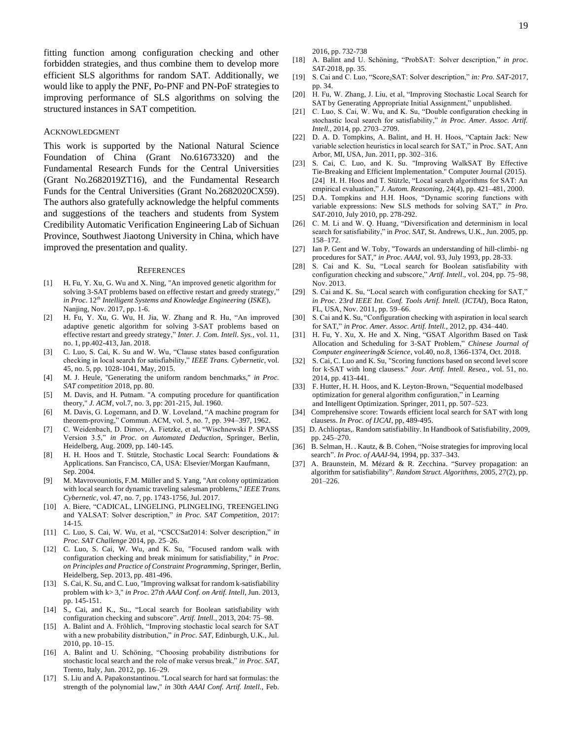fitting function among configuration checking and other forbidden strategies, and thus combine them to develop more efficient SLS algorithms for random SAT. Additionally, we would like to apply the PNF, Po-PNF and PN-PoF strategies to improving performance of SLS algorithms on solving the structured instances in SAT competition.

### ACKNOWLEDGMENT

This work is supported by the National Natural Science Foundation of China (Grant No.61673320) and the Fundamental Research Funds for the Central Universities (Grant No.2682019ZT16), and the Fundamental Research Funds for the Central Universities (Grant No.2682020CX59). The authors also gratefully acknowledge the helpful comments and suggestions of the teachers and students from System Credibility Automatic Verification Engineering Lab of Sichuan Province, Southwest Jiaotong University in China, which have improved the presentation and quality.

### REFERENCES

[1] H. Fu, Y. Xu, G. Wu and X. Ning, "An improved genetic algorithm for solving 3-SAT problems based on effective restart and greedy strategy," *in Proc. 12th Intelligent Systems and Knowledge Engineering* (*ISKE*), Nanjing, Nov. 2017, pp. 1-6.

[2] H. Fu, Y. Xu, G. Wu, H. Jia, W. Zhang and R. Hu, "An improved adaptive genetic algorithm for solving 3-SAT problems based on effective restart and greedy strategy," *Inter. J. Com. Intell. Sys.*, vol. 11, no. 1, pp.402-413, Jan. 2018.

[3] C. Luo, S. Cai, K. Su and W. Wu, "Clause states based configuration checking in local search for satisfiability," *IEEE Trans. Cybernetic*, vol. 45, no. 5, pp. 1028-1041, May, 2015.

[4] M. J. Heule, "Generating the uniform random benchmarks," *in Proc. SAT competition* 2018, pp. 80.

[5] M. Davis, and H. Putnam. "A computing procedure for quantification theory," *J. ACM*, vol.7, no. 3, pp: 201-215, Jul. 1960.

[6] M. Davis, G. Logemann, and D. W. Loveland, "A machine program for theorem-proving," Commun. ACM, vol. 5, no. 7, pp. 394–397, 1962.

[7] C. Weidenbach, D. Dimov, A. Fietzke, et al, "Wischnewski P. SPASS Version 3.5," *in Proc. on Automated Deduction*, Springer, Berlin, Heidelberg, Aug. 2009, pp. 140-145.

[8] H. H. Hoos and T. Stützle, Stochastic Local Search: Foundations & Applications. San Francisco, CA, USA: Elsevier/Morgan Kaufmann, Sep. 2004.

[9] M. Mavrovouniotis, F.M. Müller and S. Yang, "Ant colony optimization with local search for dynamic traveling salesman problems," *IEEE Trans. Cybernetic*, vol. 47, no. 7, pp. 1743-1756, Jul. 2017.

[10] A. Biere, "CADICAL, LINGELING, PLINGELING, TREENGELING and YALSAT: Solver description," *in Proc. SAT Competition*, 2017: 14-15.

[11] C. Luo, S. Cai, W. Wu, et al, "CSCCSat2014: Solver description," *in Proc. SAT Challenge* 2014, pp. 25–26.

[12] C. Luo, S. Cai, W. Wu, and K. Su, "Focused random walk with configuration checking and break minimum for satisfiability," *in Proc. on Principles and Practice of Constraint Programming*, Springer, Berlin, Heidelberg, Sep. 2013, pp. 481-496.

[13] S. Cai, K. Su, and C. Luo, "Improving walksat for random k-satisfiability problem with k> 3," *in Proc. 27th AAAI Conf. on Artif. Intell*, Jun. 2013, pp. 145-151.

[14] S., Cai, and K., Su., "Local search for Boolean satisfiability with configuration checking and subscore". *Artif. Intell.*, 2013, 204: 75–98.

[15] A. Balint and A. Fröhlich, "Improving stochastic local search for SAT with a new probability distribution," *in Proc. SAT*, Edinburgh, U.K., Jul. 2010, pp. 10–15.

[16] A. Balint and U. Schöning, "Choosing probability distributions for stochastic local search and the role of make versus break," *in Proc. SAT*, Trento, Italy, Jun. 2012, pp. 16–29.

[17] S. Liu and A. Papakonstantinou. "Local search for hard sat formulas: the strength of the polynomial law," *in 30th AAAI Conf. Artif. Intell.*, Feb. 2016, pp. 732-738

[18] A. Balint and U. Schöning, "ProbSAT: Solver description," *in proc. SAT*-2018, pp. 35.

[19] S. Cai and C. Luo, "Score$_2$SAT: Solver description," *in: Pro. SAT*-2017, pp. 34.

[20] H. Fu, W. Zhang, J. Liu, et al, "Improving Stochastic Local Search for SAT by Generating Appropriate Initial Assignment," unpublished.

[21] C. Luo, S. Cai, W. Wu, and K. Su, "Double configuration checking in stochastic local search for satisfiability," *in Proc. Amer. Assoc. Artif. Intell.*, 2014, pp. 2703–2709.

[22] D. A. D. Tompkins, A. Balint, and H. H. Hoos, "Captain Jack: New variable selection heuristics in local search for SAT," in Proc. SAT, Ann Arbor, MI, USA, Jun. 2011, pp. 302–316.

[23] S. Cai, C. Luo, and K. Su. "Improving WalkSAT By Effective Tie-Breaking and Efficient Implementation." Computer Journal (2015).
[24] H. H. Hoos and T. Stützle, "Local search algorithms for SAT: An empirical evaluation," *J. Autom. Reasoning*, 24(4), pp. 421–481, 2000.

[25] D.A. Tompkins and H.H. Hoos, "Dynamic scoring functions with variable expressions: New SLS methods for solving SAT," *in Pro. SAT*-2010, July 2010, pp. 278-292.

[26] C. M. Li and W. Q. Huang, "Diversification and determinism in local search for satisfiability," in *Proc. SAT*, St. Andrews, U.K., Jun. 2005, pp. 158–172.

[27] Ian P. Gent and W. Toby, "Towards an understanding of hill-climbi- ng procedures for SAT," *in Proc. AAAI*, vol. 93, July 1993, pp. 28-33.

[28] S. Cai and K. Su, "Local search for Boolean satisfiability with configuration checking and subscore," *Artif. Intell.*, vol. 204, pp. 75–98, Nov. 2013.

[29] S. Cai and K. Su, "Local search with configuration checking for SAT," *in Proc. 23rd IEEE Int. Conf. Tools Artif. Intell.* (*ICTAI*), Boca Raton, FL, USA, Nov. 2011, pp. 59–66.

[30] S. Cai and K. Su, "Configuration checking with aspiration in local search for SAT," *in Proc. Amer. Assoc. Artif. Intell.*, 2012, pp. 434–440.

[31] H. Fu, Y. Xu, X. He and X. Ning, "GSAT Algorithm Based on Task Allocation and Scheduling for 3-SAT Problem," *Chinese Journal of Computer engineering& Science*, vol.40, no.8, 1366-1374, Oct. 2018.

[32] S. Cai, C. Luo and K. Su, "Scoring functions based on second level score for k-SAT with long clausess." *Jour. Artif. Intell. Resea.*, vol. 51, no. 2014, pp. 413-441.

[33] F. Hutter, H. H. Hoos, and K. Leyton-Brown, "Sequential modelbased optimization for general algorithm configuration," in Learning and Intelligent Optimization. Springer, 2011, pp. 507–523.

[34] Comprehensive score: Towards efficient local search for SAT with long clausess. *In Proc. of IJCAI*, pp, 489-495.

[35] D. Achlioptas,. Random satisfiability. In Handbook of Satisfiability, 2009, pp. 245–270.

[36] B. Selman, H. . Kautz, & B. Cohen, "Noise strategies for improving local search". *In Proc. of AAAI*-94, 1994, pp. 337–343.

[37] A. Braunstein, M. Mézard & R. Zecchina. "Survey propagation: an algorithm for satisfiability". *Random Struct. Algorithms*, 2005, 27(2), pp. 201–226.